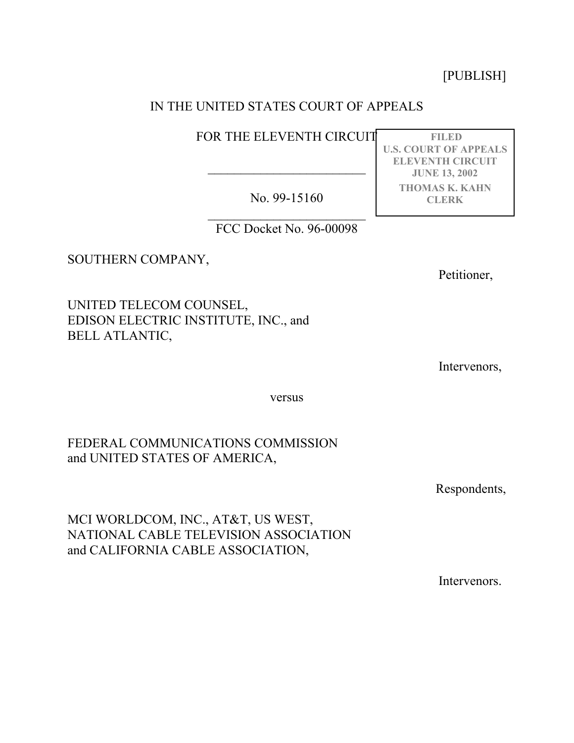[PUBLISH]

IN THE UNITED STATES COURT OF APPEALS

FOR THE ELEVENTH CIRCUIT

FILED
U.S. COURT OF APPEALS
ELEVENTH CIRCUIT
JUNE 13, 2002
THOMAS K. KAHN
CLERK

---

No. 99-15160

---

FCC Docket No. 96-00098

SOUTHERN COMPANY,

Petitioner,

UNITED TELECOM COUNSEL,
EDISON ELECTRIC INSTITUTE, INC., and
BELL ATLANTIC,

Intervenors,

versus

FEDERAL COMMUNICATIONS COMMISSION
and UNITED STATES OF AMERICA,

Respondents,

MCI WORLDCOM, INC., AT&T, US WEST,
NATIONAL CABLE TELEVISION ASSOCIATION
and CALIFORNIA CABLE ASSOCIATION,

Intervenors.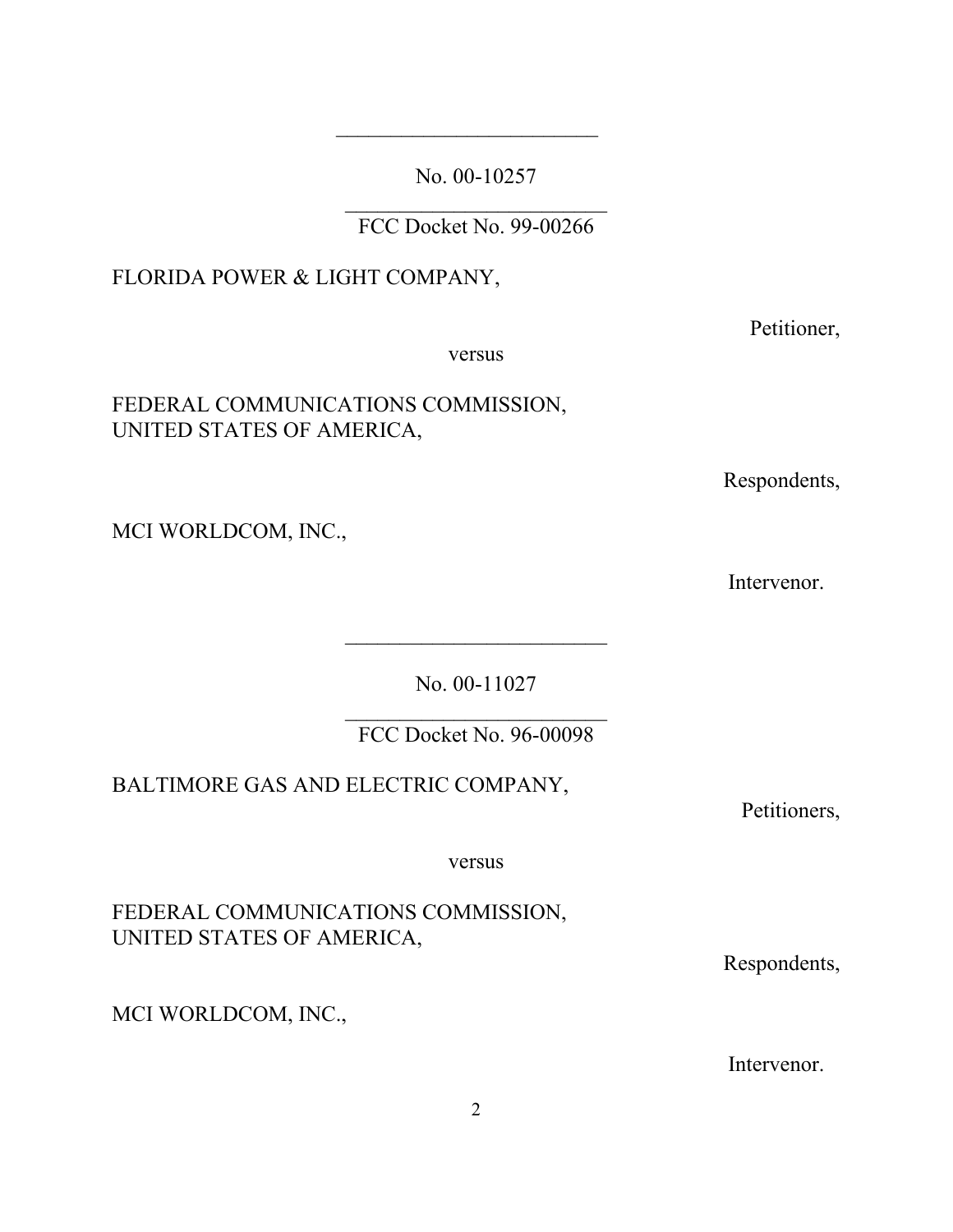---

No. 00-10257

---

FCC Docket No. 99-00266

FLORIDA POWER & LIGHT COMPANY,

Petitioner,

versus

FEDERAL COMMUNICATIONS COMMISSION,
UNITED STATES OF AMERICA,

Respondents,

MCI WORLDCOM, INC.,

Intervenor.

---

No. 00-11027

---

FCC Docket No. 96-00098

BALTIMORE GAS AND ELECTRIC COMPANY,

Petitioners,

versus

FEDERAL COMMUNICATIONS COMMISSION,
UNITED STATES OF AMERICA,

Respondents,

MCI WORLDCOM, INC.,

Intervenor.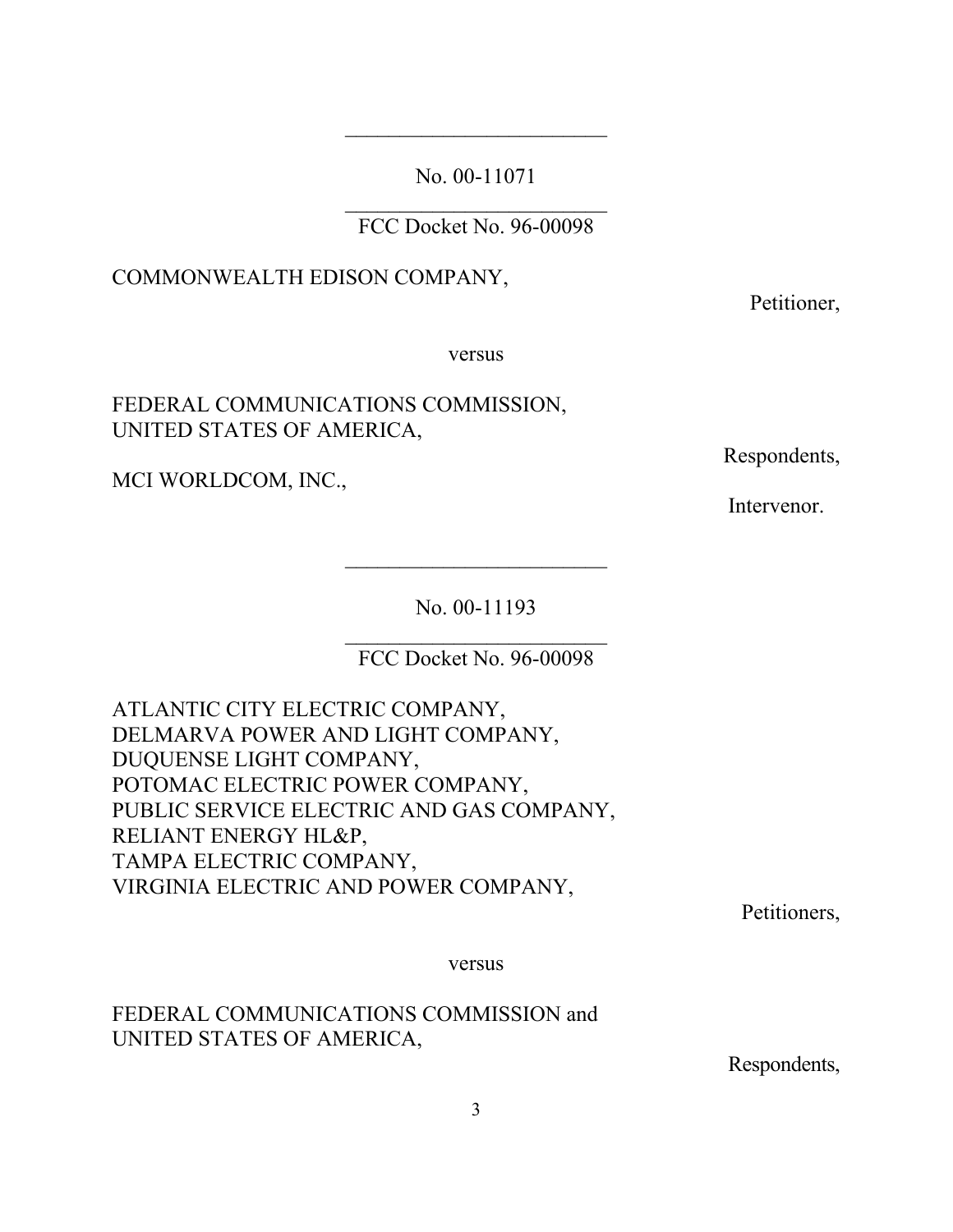---

No. 00-11071

---

FCC Docket No. 96-00098

COMMONWEALTH EDISON COMPANY,

Petitioner,

versus

FEDERAL COMMUNICATIONS COMMISSION,
UNITED STATES OF AMERICA,

Respondents,

MCI WORLDCOM, INC.,

Intervenor.

---

No. 00-11193

---

FCC Docket No. 96-00098

ATLANTIC CITY ELECTRIC COMPANY,
DELMARVA POWER AND LIGHT COMPANY,
DUQUENSE LIGHT COMPANY,
POTOMAC ELECTRIC POWER COMPANY,
PUBLIC SERVICE ELECTRIC AND GAS COMPANY,
RELIANT ENERGY HL&P,
TAMPA ELECTRIC COMPANY,
VIRGINIA ELECTRIC AND POWER COMPANY,

Petitioners,

versus

FEDERAL COMMUNICATIONS COMMISSION and
UNITED STATES OF AMERICA,

Respondents,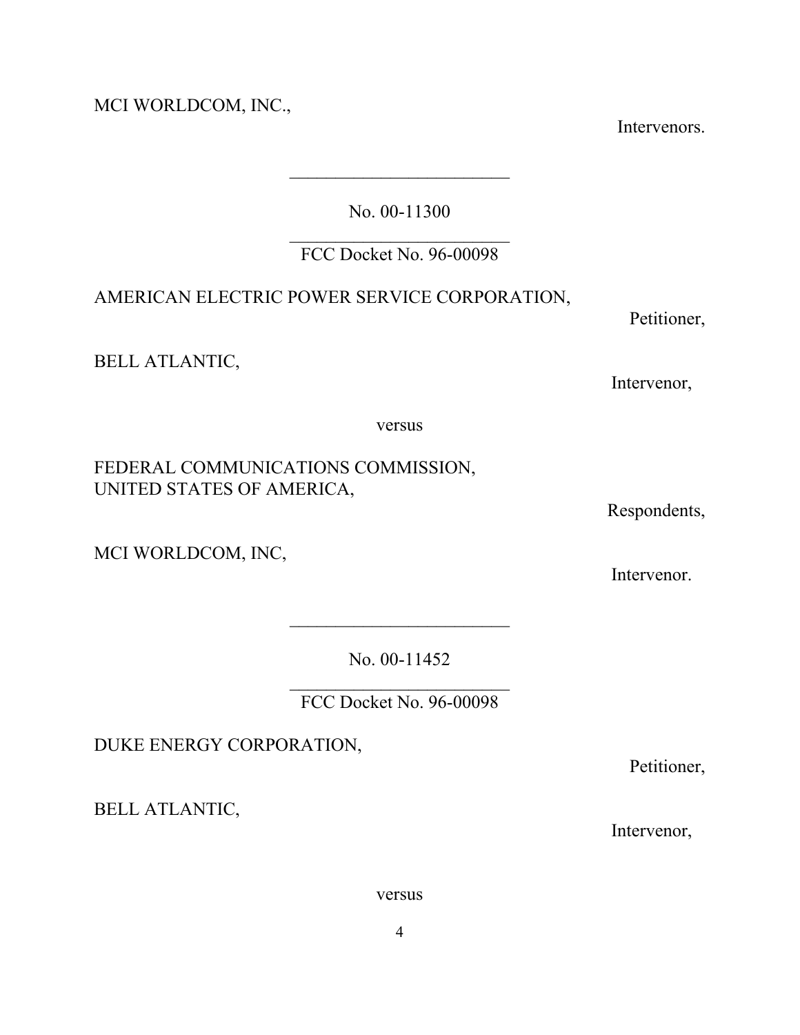MCI WORLDCOM, INC.,

Intervenors.

---

No. 00-11300

---

FCC Docket No. 96-00098

AMERICAN ELECTRIC POWER SERVICE CORPORATION,

Petitioner,

BELL ATLANTIC,

Intervenor,

versus

FEDERAL COMMUNICATIONS COMMISSION,
UNITED STATES OF AMERICA,

Respondents,

MCI WORLDCOM, INC,

Intervenor.

---

No. 00-11452

---

FCC Docket No. 96-00098

DUKE ENERGY CORPORATION,

Petitioner,

BELL ATLANTIC,

Intervenor,

versus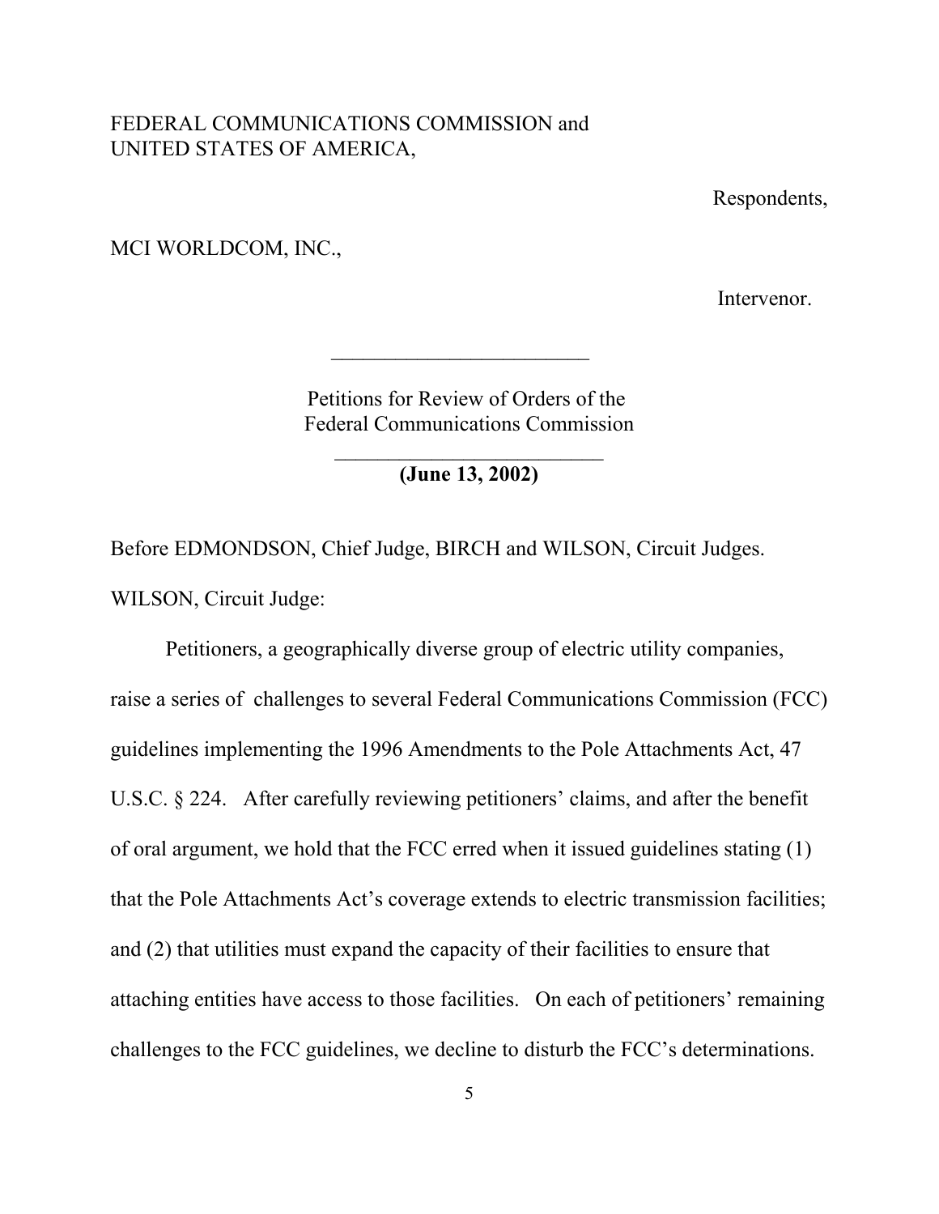FEDERAL COMMUNICATIONS COMMISSION and
UNITED STATES OF AMERICA,

Respondents,

MCI WORLDCOM, INC.,

Intervenor.

---

Petitions for Review of Orders of the
Federal Communications Commission

---

**(June 13, 2002)**

Before EDMONDSON, Chief Judge, BIRCH and WILSON, Circuit Judges.

WILSON, Circuit Judge:

Petitioners, a geographically diverse group of electric utility companies, raise a series of challenges to several Federal Communications Commission (FCC) guidelines implementing the 1996 Amendments to the Pole Attachments Act, 47 U.S.C. § 224. After carefully reviewing petitioners' claims, and after the benefit of oral argument, we hold that the FCC erred when it issued guidelines stating (1) that the Pole Attachments Act's coverage extends to electric transmission facilities; and (2) that utilities must expand the capacity of their facilities to ensure that attaching entities have access to those facilities. On each of petitioners' remaining challenges to the FCC guidelines, we decline to disturb the FCC's determinations.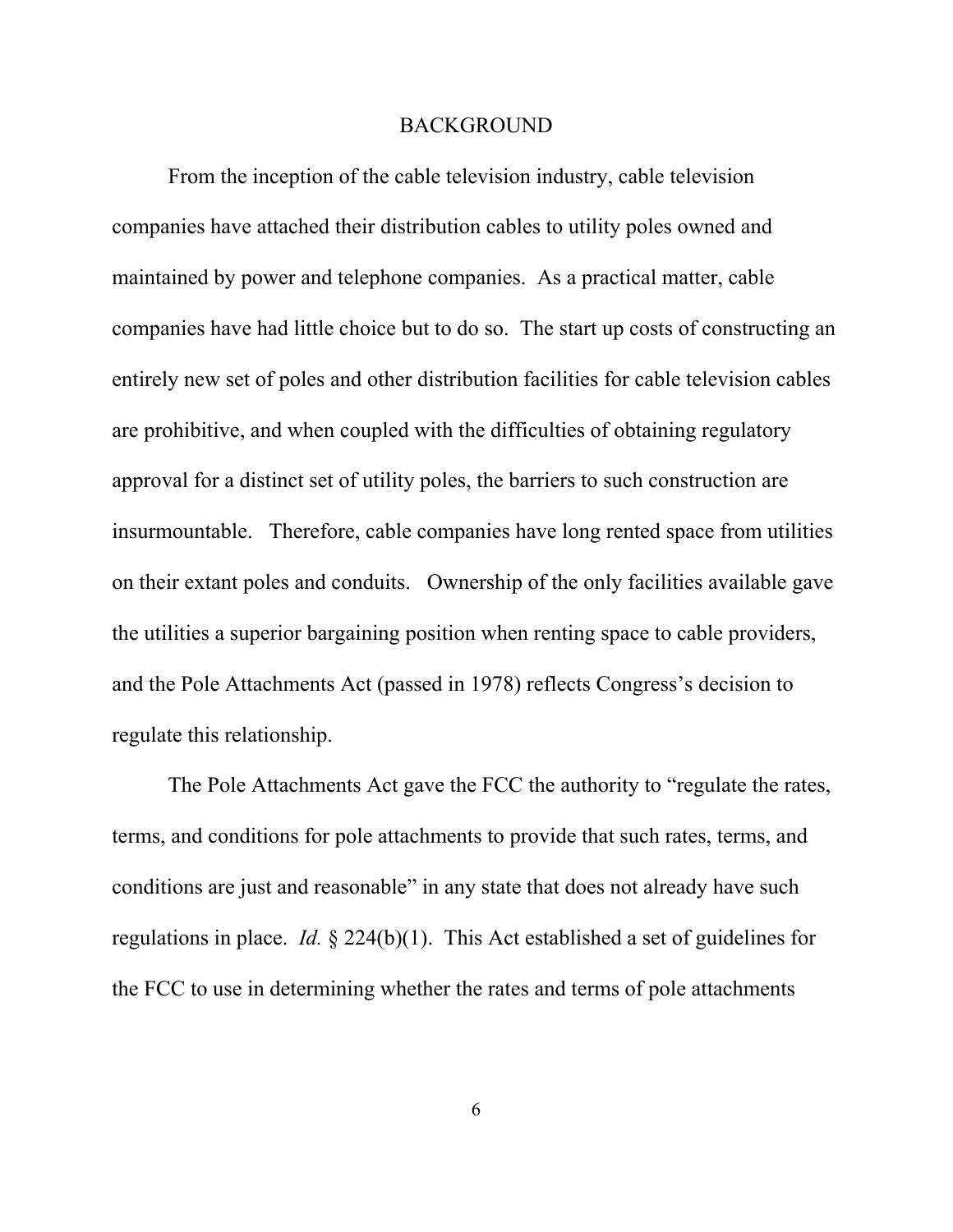## BACKGROUND

From the inception of the cable television industry, cable television companies have attached their distribution cables to utility poles owned and maintained by power and telephone companies. As a practical matter, cable companies have had little choice but to do so. The start up costs of constructing an entirely new set of poles and other distribution facilities for cable television cables are prohibitive, and when coupled with the difficulties of obtaining regulatory approval for a distinct set of utility poles, the barriers to such construction are insurmountable. Therefore, cable companies have long rented space from utilities on their extant poles and conduits. Ownership of the only facilities available gave the utilities a superior bargaining position when renting space to cable providers, and the Pole Attachments Act (passed in 1978) reflects Congress's decision to regulate this relationship.

The Pole Attachments Act gave the FCC the authority to "regulate the rates, terms, and conditions for pole attachments to provide that such rates, terms, and conditions are just and reasonable" in any state that does not already have such regulations in place. *Id.* § 224(b)(1). This Act established a set of guidelines for the FCC to use in determining whether the rates and terms of pole attachments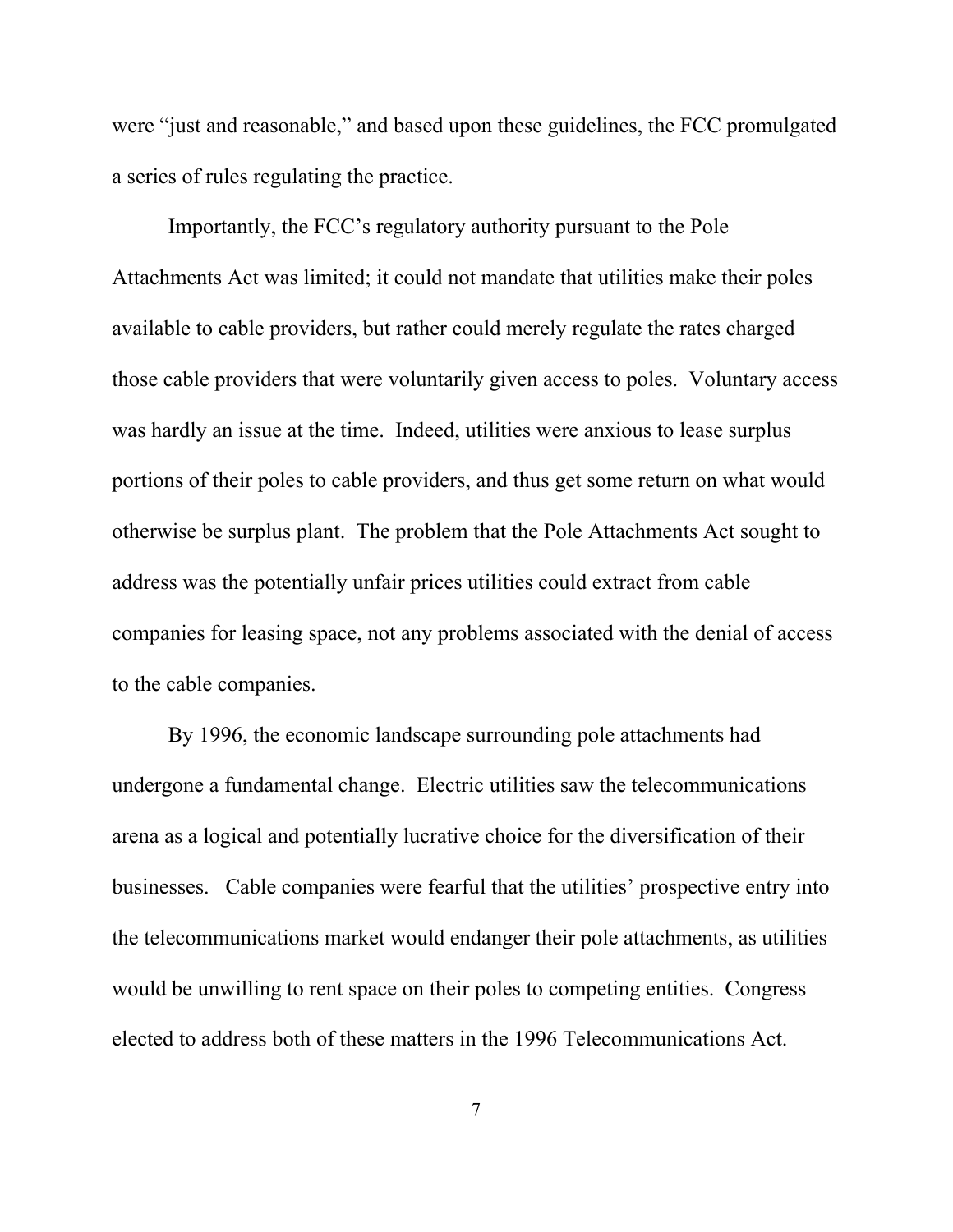were "just and reasonable," and based upon these guidelines, the FCC promulgated a series of rules regulating the practice.

Importantly, the FCC's regulatory authority pursuant to the Pole Attachments Act was limited; it could not mandate that utilities make their poles available to cable providers, but rather could merely regulate the rates charged those cable providers that were voluntarily given access to poles. Voluntary access was hardly an issue at the time. Indeed, utilities were anxious to lease surplus portions of their poles to cable providers, and thus get some return on what would otherwise be surplus plant. The problem that the Pole Attachments Act sought to address was the potentially unfair prices utilities could extract from cable companies for leasing space, not any problems associated with the denial of access to the cable companies.

By 1996, the economic landscape surrounding pole attachments had undergone a fundamental change. Electric utilities saw the telecommunications arena as a logical and potentially lucrative choice for the diversification of their businesses. Cable companies were fearful that the utilities' prospective entry into the telecommunications market would endanger their pole attachments, as utilities would be unwilling to rent space on their poles to competing entities. Congress elected to address both of these matters in the 1996 Telecommunications Act.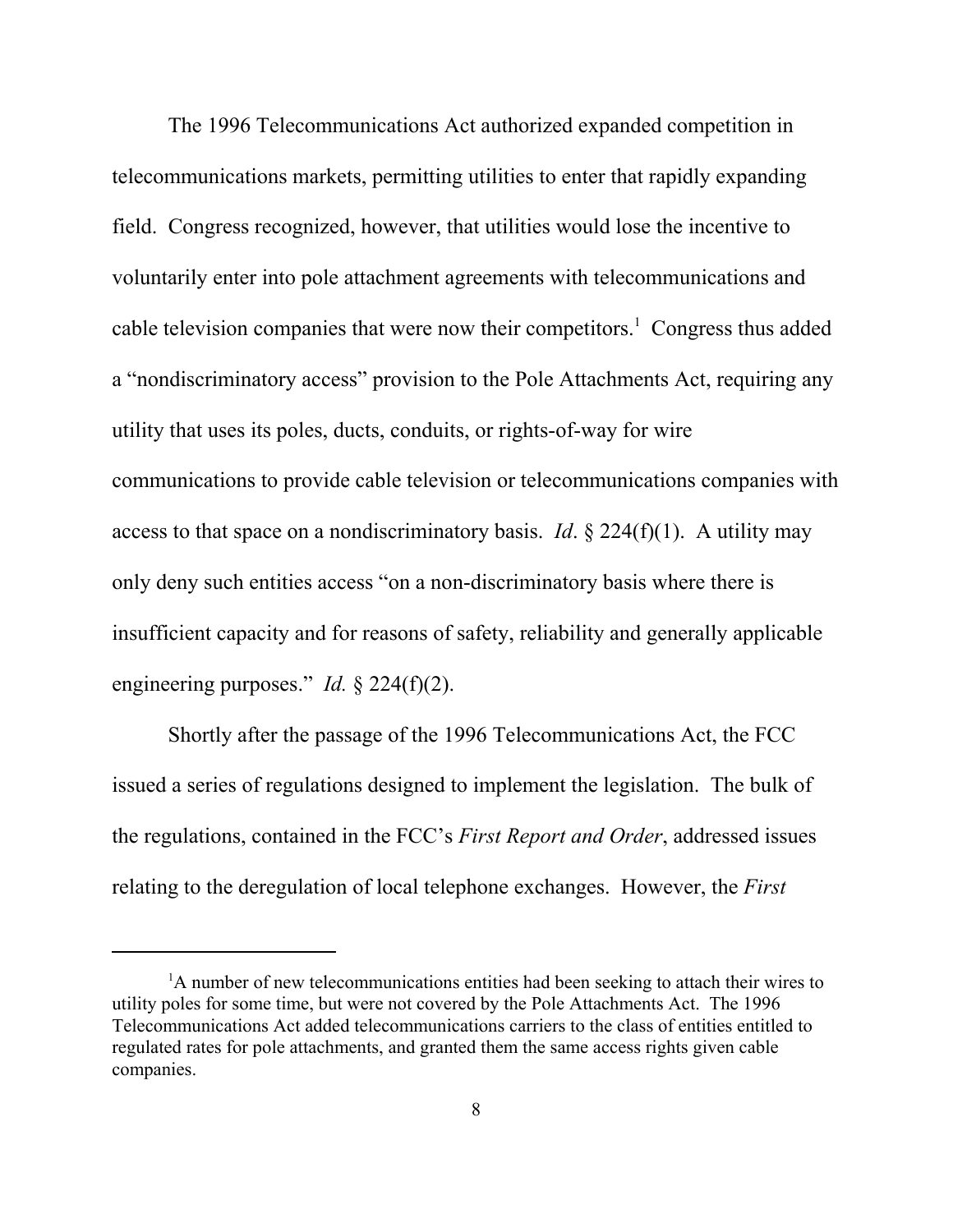The 1996 Telecommunications Act authorized expanded competition in telecommunications markets, permitting utilities to enter that rapidly expanding field. Congress recognized, however, that utilities would lose the incentive to voluntarily enter into pole attachment agreements with telecommunications and cable television companies that were now their competitors.[1] Congress thus added a "nondiscriminatory access" provision to the Pole Attachments Act, requiring any utility that uses its poles, ducts, conduits, or rights-of-way for wire communications to provide cable television or telecommunications companies with access to that space on a nondiscriminatory basis. *Id*. § 224(f)(1). A utility may only deny such entities access "on a non-discriminatory basis where there is insufficient capacity and for reasons of safety, reliability and generally applicable engineering purposes." *Id.* § 224(f)(2).

Shortly after the passage of the 1996 Telecommunications Act, the FCC issued a series of regulations designed to implement the legislation. The bulk of the regulations, contained in the FCC's *First Report and Order*, addressed issues relating to the deregulation of local telephone exchanges. However, the *First*

---

[1] A number of new telecommunications entities had been seeking to attach their wires to utility poles for some time, but were not covered by the Pole Attachments Act. The 1996 Telecommunications Act added telecommunications carriers to the class of entities entitled to regulated rates for pole attachments, and granted them the same access rights given cable companies.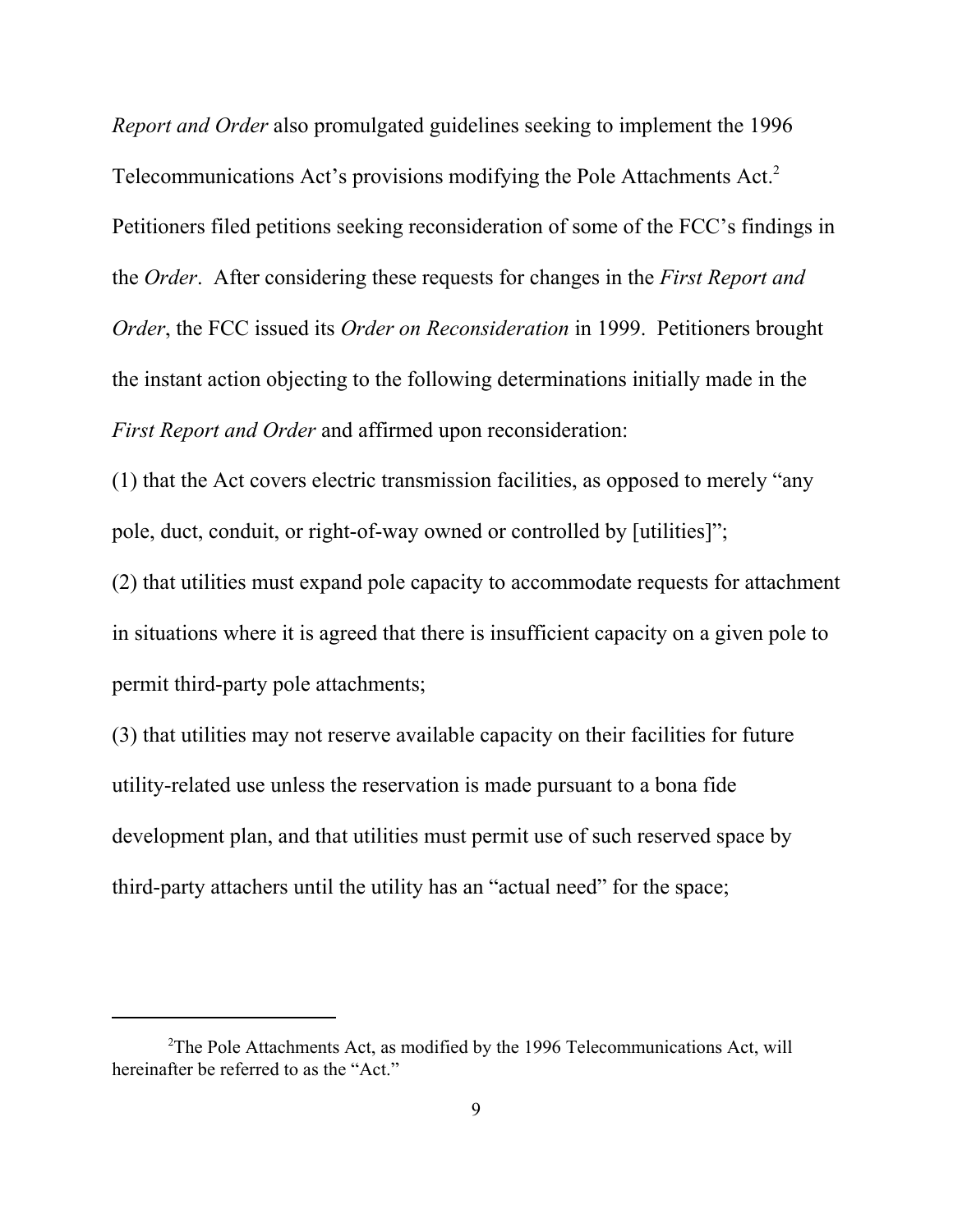*Report and Order* also promulgated guidelines seeking to implement the 1996 Telecommunications Act's provisions modifying the Pole Attachments Act.[2] Petitioners filed petitions seeking reconsideration of some of the FCC's findings in the *Order*. After considering these requests for changes in the *First Report and Order*, the FCC issued its *Order on Reconsideration* in 1999. Petitioners brought the instant action objecting to the following determinations initially made in the *First Report and Order* and affirmed upon reconsideration:

(1) that the Act covers electric transmission facilities, as opposed to merely "any pole, duct, conduit, or right-of-way owned or controlled by [utilities]";

(2) that utilities must expand pole capacity to accommodate requests for attachment in situations where it is agreed that there is insufficient capacity on a given pole to permit third-party pole attachments;

(3) that utilities may not reserve available capacity on their facilities for future utility-related use unless the reservation is made pursuant to a bona fide development plan, and that utilities must permit use of such reserved space by third-party attachers until the utility has an "actual need" for the space;

---

[2]The Pole Attachments Act, as modified by the 1996 Telecommunications Act, will hereinafter be referred to as the "Act."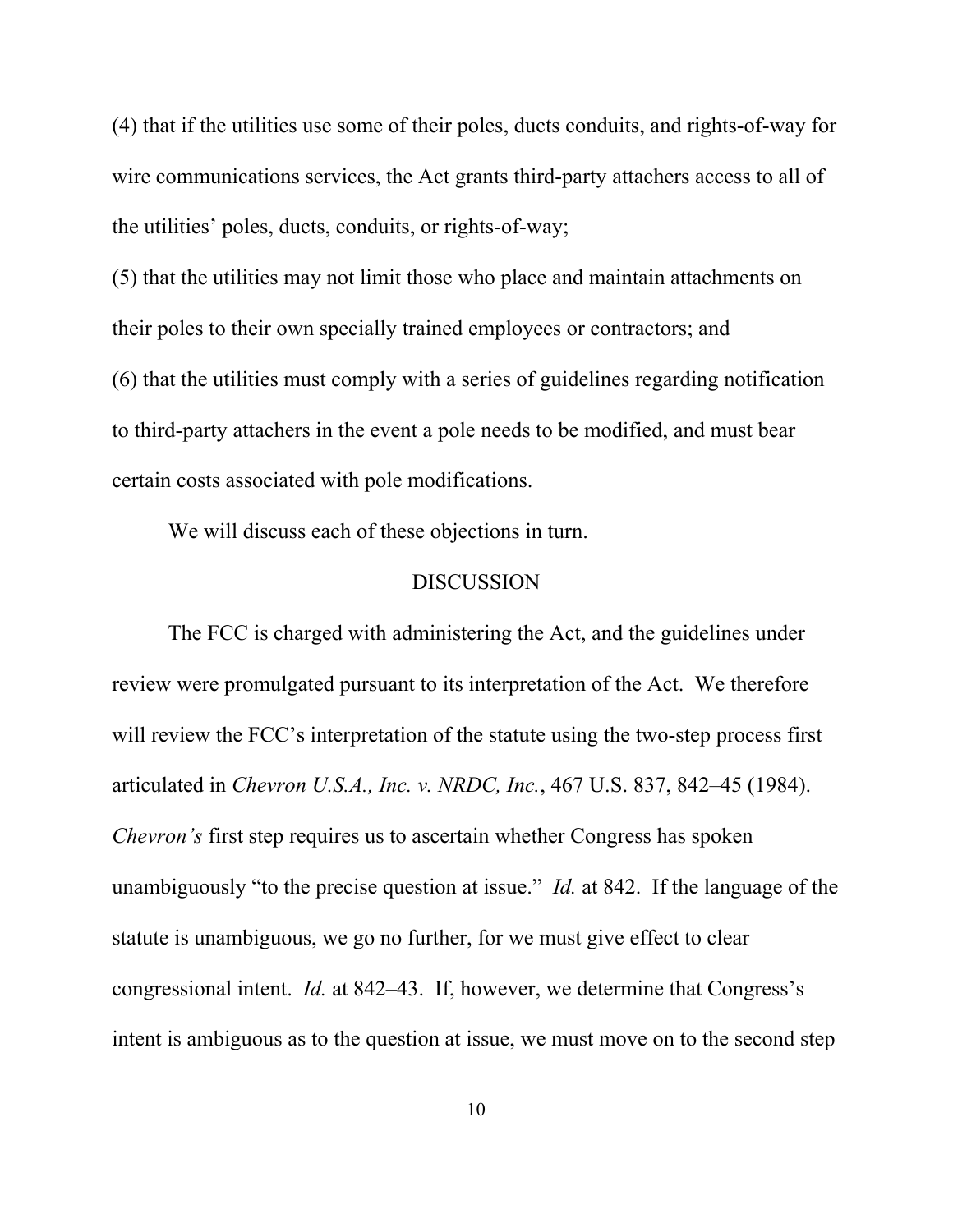(4) that if the utilities use some of their poles, ducts conduits, and rights-of-way for wire communications services, the Act grants third-party attachers access to all of the utilities' poles, ducts, conduits, or rights-of-way;

(5) that the utilities may not limit those who place and maintain attachments on their poles to their own specially trained employees or contractors; and

(6) that the utilities must comply with a series of guidelines regarding notification to third-party attachers in the event a pole needs to be modified, and must bear certain costs associated with pole modifications.

We will discuss each of these objections in turn.

## DISCUSSION

The FCC is charged with administering the Act, and the guidelines under review were promulgated pursuant to its interpretation of the Act. We therefore will review the FCC's interpretation of the statute using the two-step process first articulated in *Chevron U.S.A., Inc. v. NRDC, Inc.*, 467 U.S. 837, 842–45 (1984). *Chevron's* first step requires us to ascertain whether Congress has spoken unambiguously "to the precise question at issue." *Id.* at 842. If the language of the statute is unambiguous, we go no further, for we must give effect to clear congressional intent. *Id.* at 842–43. If, however, we determine that Congress's intent is ambiguous as to the question at issue, we must move on to the second step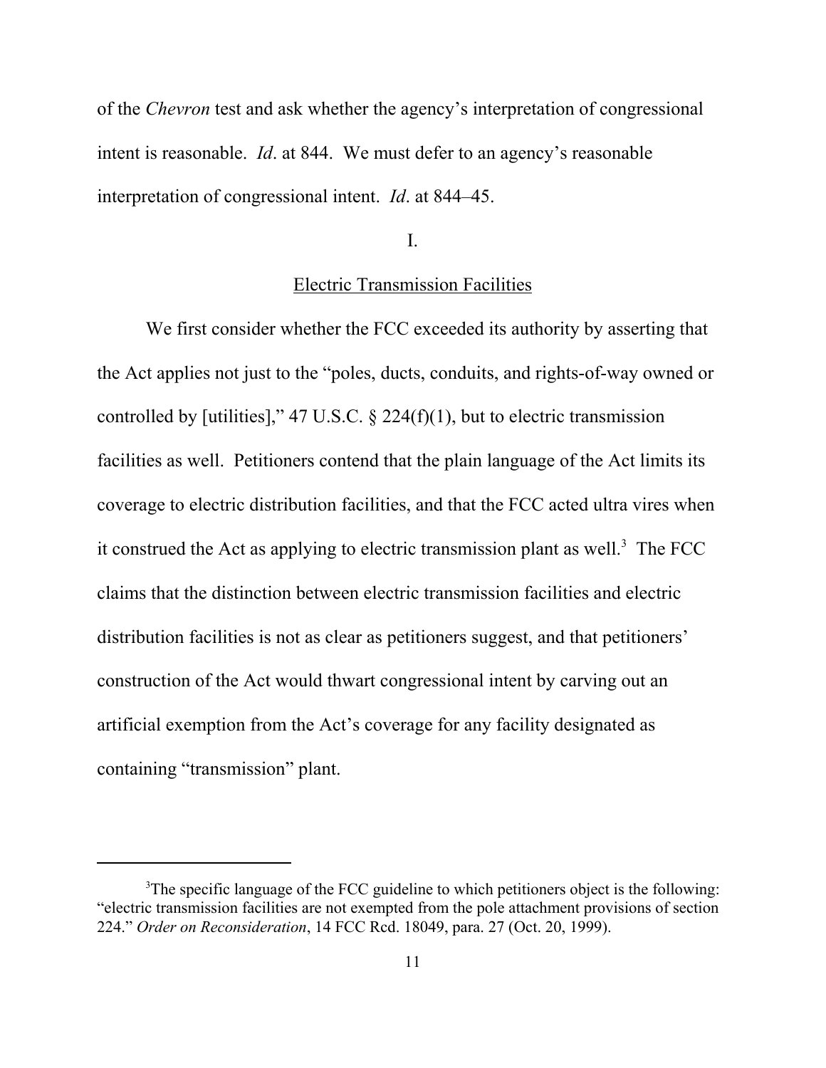of the *Chevron* test and ask whether the agency's interpretation of congressional intent is reasonable. *Id*. at 844. We must defer to an agency's reasonable interpretation of congressional intent. *Id*. at 844–45.

I.

Electric Transmission Facilities

We first consider whether the FCC exceeded its authority by asserting that the Act applies not just to the "poles, ducts, conduits, and rights-of-way owned or controlled by [utilities]," 47 U.S.C. § 224(f)(1), but to electric transmission facilities as well. Petitioners contend that the plain language of the Act limits its coverage to electric distribution facilities, and that the FCC acted ultra vires when it construed the Act as applying to electric transmission plant as well.[3] The FCC claims that the distinction between electric transmission facilities and electric distribution facilities is not as clear as petitioners suggest, and that petitioners' construction of the Act would thwart congressional intent by carving out an artificial exemption from the Act's coverage for any facility designated as containing "transmission" plant.

---

[3]The specific language of the FCC guideline to which petitioners object is the following: "electric transmission facilities are not exempted from the pole attachment provisions of section 224." *Order on Reconsideration*, 14 FCC Rcd. 18049, para. 27 (Oct. 20, 1999).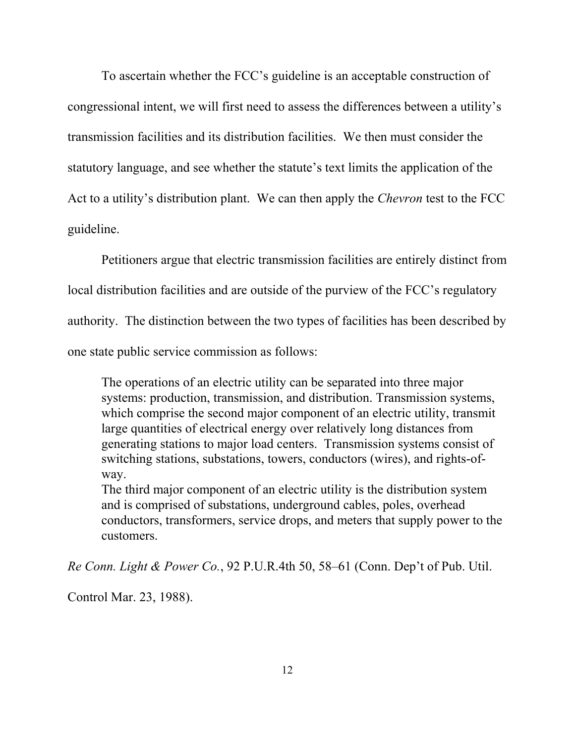To ascertain whether the FCC's guideline is an acceptable construction of congressional intent, we will first need to assess the differences between a utility's transmission facilities and its distribution facilities. We then must consider the statutory language, and see whether the statute's text limits the application of the Act to a utility's distribution plant. We can then apply the *Chevron* test to the FCC guideline.

Petitioners argue that electric transmission facilities are entirely distinct from local distribution facilities and are outside of the purview of the FCC's regulatory authority. The distinction between the two types of facilities has been described by one state public service commission as follows:

> The operations of an electric utility can be separated into three major systems: production, transmission, and distribution. Transmission systems, which comprise the second major component of an electric utility, transmit large quantities of electrical energy over relatively long distances from generating stations to major load centers. Transmission systems consist of switching stations, substations, towers, conductors (wires), and rights-of-way.
>
> The third major component of an electric utility is the distribution system and is comprised of substations, underground cables, poles, overhead conductors, transformers, service drops, and meters that supply power to the customers.

*Re Conn. Light & Power Co.*, 92 P.U.R.4th 50, 58–61 (Conn. Dep't of Pub. Util. Control Mar. 23, 1988).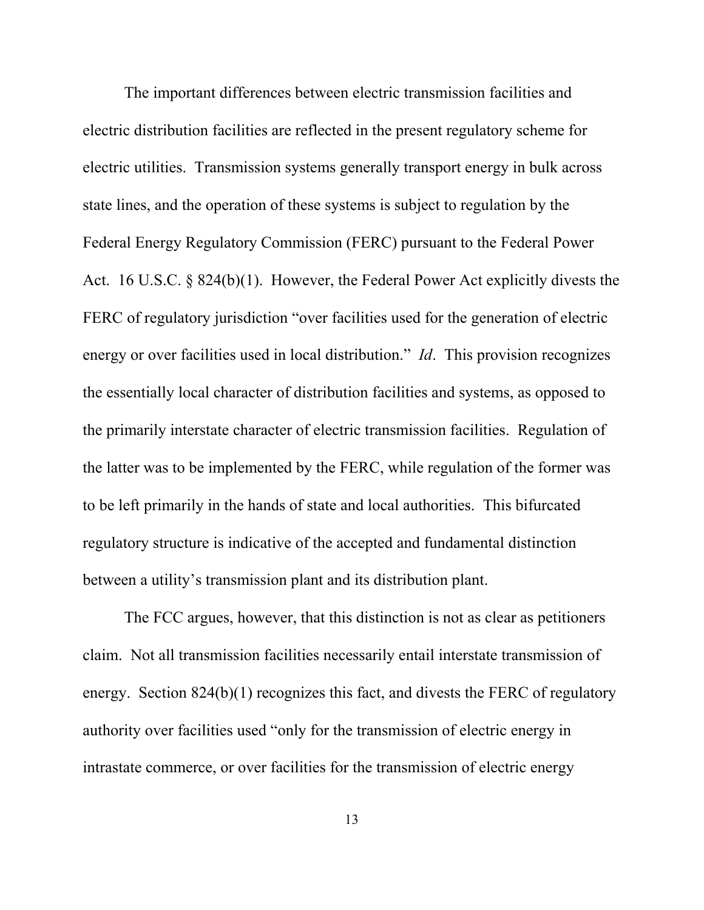The important differences between electric transmission facilities and electric distribution facilities are reflected in the present regulatory scheme for electric utilities. Transmission systems generally transport energy in bulk across state lines, and the operation of these systems is subject to regulation by the Federal Energy Regulatory Commission (FERC) pursuant to the Federal Power Act. 16 U.S.C. § 824(b)(1). However, the Federal Power Act explicitly divests the FERC of regulatory jurisdiction "over facilities used for the generation of electric energy or over facilities used in local distribution." *Id*. This provision recognizes the essentially local character of distribution facilities and systems, as opposed to the primarily interstate character of electric transmission facilities. Regulation of the latter was to be implemented by the FERC, while regulation of the former was to be left primarily in the hands of state and local authorities. This bifurcated regulatory structure is indicative of the accepted and fundamental distinction between a utility's transmission plant and its distribution plant.

The FCC argues, however, that this distinction is not as clear as petitioners claim. Not all transmission facilities necessarily entail interstate transmission of energy. Section 824(b)(1) recognizes this fact, and divests the FERC of regulatory authority over facilities used "only for the transmission of electric energy in intrastate commerce, or over facilities for the transmission of electric energy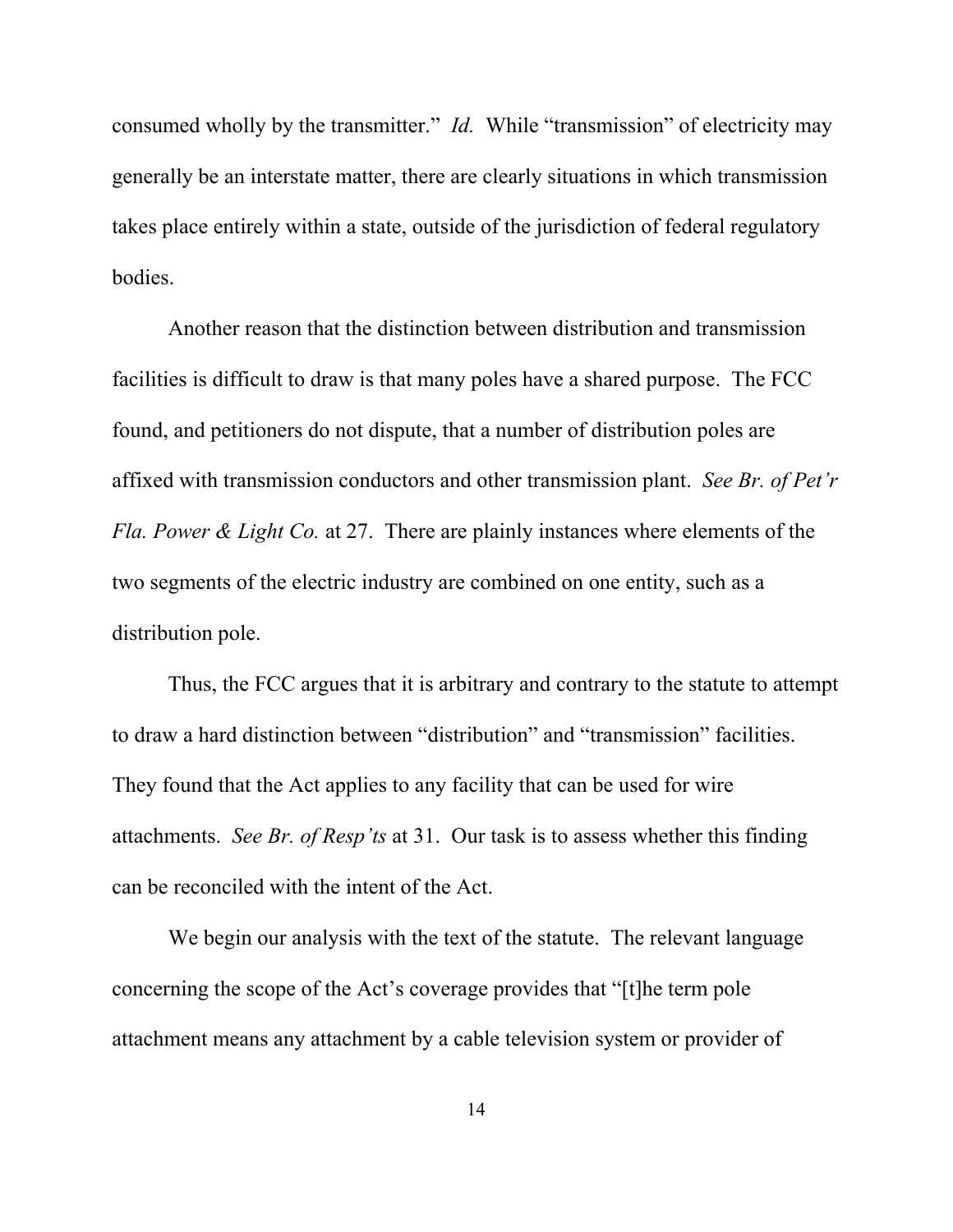consumed wholly by the transmitter." *Id.* While "transmission" of electricity may generally be an interstate matter, there are clearly situations in which transmission takes place entirely within a state, outside of the jurisdiction of federal regulatory bodies.

Another reason that the distinction between distribution and transmission facilities is difficult to draw is that many poles have a shared purpose. The FCC found, and petitioners do not dispute, that a number of distribution poles are affixed with transmission conductors and other transmission plant. *See Br. of Pet'r Fla. Power & Light Co.* at 27. There are plainly instances where elements of the two segments of the electric industry are combined on one entity, such as a distribution pole.

Thus, the FCC argues that it is arbitrary and contrary to the statute to attempt to draw a hard distinction between "distribution" and "transmission" facilities. They found that the Act applies to any facility that can be used for wire attachments. *See Br. of Resp'ts* at 31. Our task is to assess whether this finding can be reconciled with the intent of the Act.

We begin our analysis with the text of the statute. The relevant language concerning the scope of the Act's coverage provides that "[t]he term pole attachment means any attachment by a cable television system or provider of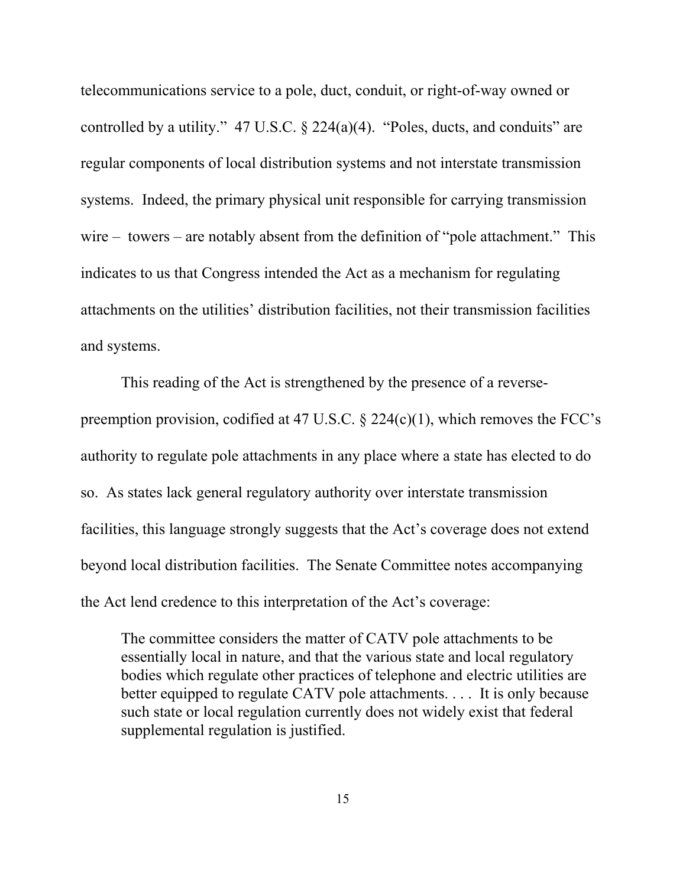telecommunications service to a pole, duct, conduit, or right-of-way owned or controlled by a utility." 47 U.S.C. § 224(a)(4). "Poles, ducts, and conduits" are regular components of local distribution systems and not interstate transmission systems. Indeed, the primary physical unit responsible for carrying transmission wire – towers – are notably absent from the definition of "pole attachment." This indicates to us that Congress intended the Act as a mechanism for regulating attachments on the utilities' distribution facilities, not their transmission facilities and systems.

This reading of the Act is strengthened by the presence of a reverse-preemption provision, codified at 47 U.S.C. § 224(c)(1), which removes the FCC's authority to regulate pole attachments in any place where a state has elected to do so. As states lack general regulatory authority over interstate transmission facilities, this language strongly suggests that the Act's coverage does not extend beyond local distribution facilities. The Senate Committee notes accompanying the Act lend credence to this interpretation of the Act's coverage:

> The committee considers the matter of CATV pole attachments to be essentially local in nature, and that the various state and local regulatory bodies which regulate other practices of telephone and electric utilities are better equipped to regulate CATV pole attachments. . . . It is only because such state or local regulation currently does not widely exist that federal supplemental regulation is justified.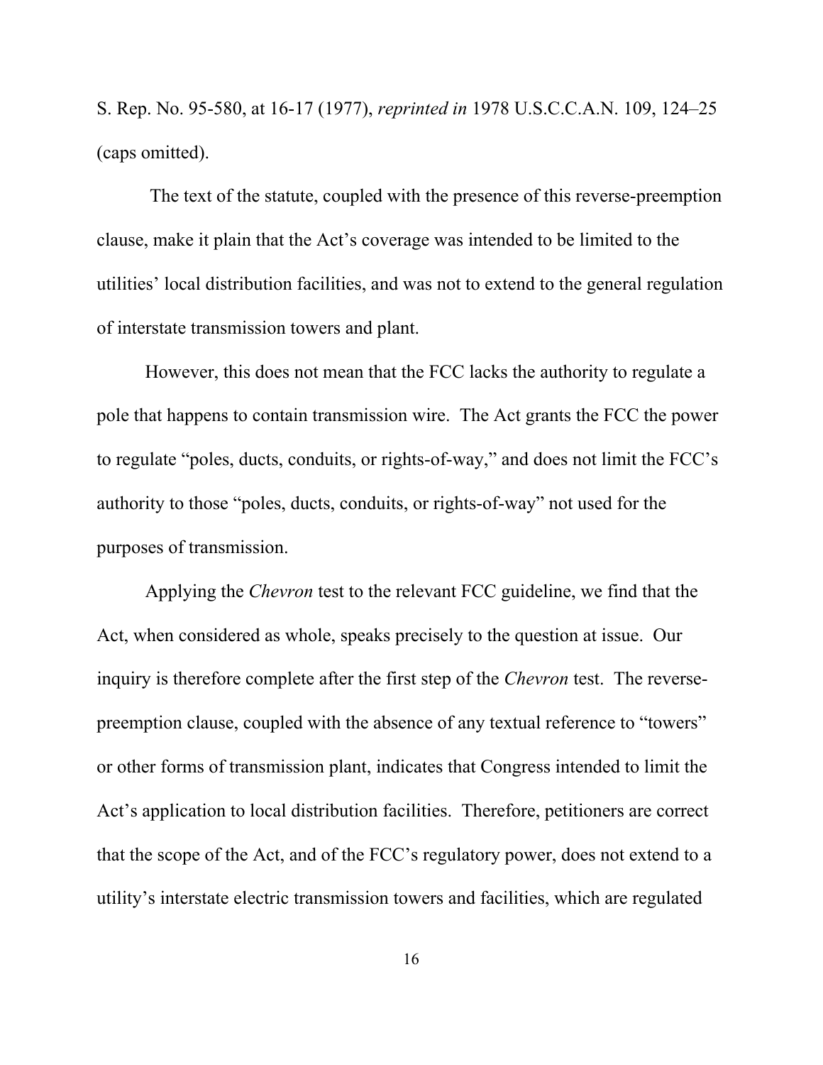S. Rep. No. 95-580, at 16-17 (1977), *reprinted in* 1978 U.S.C.C.A.N. 109, 124–25 (caps omitted).

The text of the statute, coupled with the presence of this reverse-preemption clause, make it plain that the Act's coverage was intended to be limited to the utilities' local distribution facilities, and was not to extend to the general regulation of interstate transmission towers and plant.

However, this does not mean that the FCC lacks the authority to regulate a pole that happens to contain transmission wire. The Act grants the FCC the power to regulate "poles, ducts, conduits, or rights-of-way," and does not limit the FCC's authority to those "poles, ducts, conduits, or rights-of-way" not used for the purposes of transmission.

Applying the *Chevron* test to the relevant FCC guideline, we find that the Act, when considered as whole, speaks precisely to the question at issue. Our inquiry is therefore complete after the first step of the *Chevron* test. The reverse-preemption clause, coupled with the absence of any textual reference to "towers" or other forms of transmission plant, indicates that Congress intended to limit the Act's application to local distribution facilities. Therefore, petitioners are correct that the scope of the Act, and of the FCC's regulatory power, does not extend to a utility's interstate electric transmission towers and facilities, which are regulated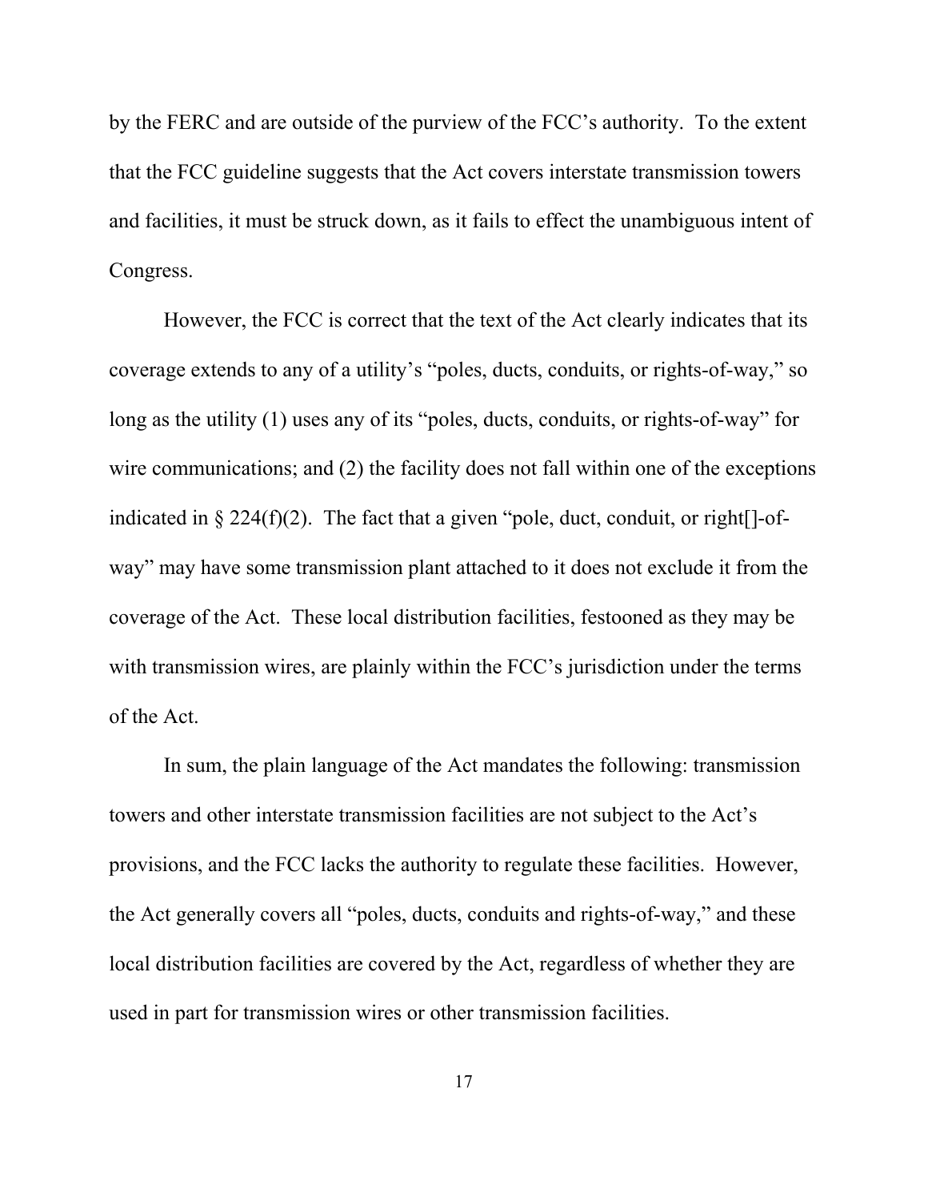by the FERC and are outside of the purview of the FCC's authority. To the extent that the FCC guideline suggests that the Act covers interstate transmission towers and facilities, it must be struck down, as it fails to effect the unambiguous intent of Congress.

However, the FCC is correct that the text of the Act clearly indicates that its coverage extends to any of a utility's "poles, ducts, conduits, or rights-of-way," so long as the utility (1) uses any of its "poles, ducts, conduits, or rights-of-way" for wire communications; and (2) the facility does not fall within one of the exceptions indicated in § 224(f)(2). The fact that a given "pole, duct, conduit, or right[]-of-way" may have some transmission plant attached to it does not exclude it from the coverage of the Act. These local distribution facilities, festooned as they may be with transmission wires, are plainly within the FCC's jurisdiction under the terms of the Act.

In sum, the plain language of the Act mandates the following: transmission towers and other interstate transmission facilities are not subject to the Act's provisions, and the FCC lacks the authority to regulate these facilities. However, the Act generally covers all "poles, ducts, conduits and rights-of-way," and these local distribution facilities are covered by the Act, regardless of whether they are used in part for transmission wires or other transmission facilities.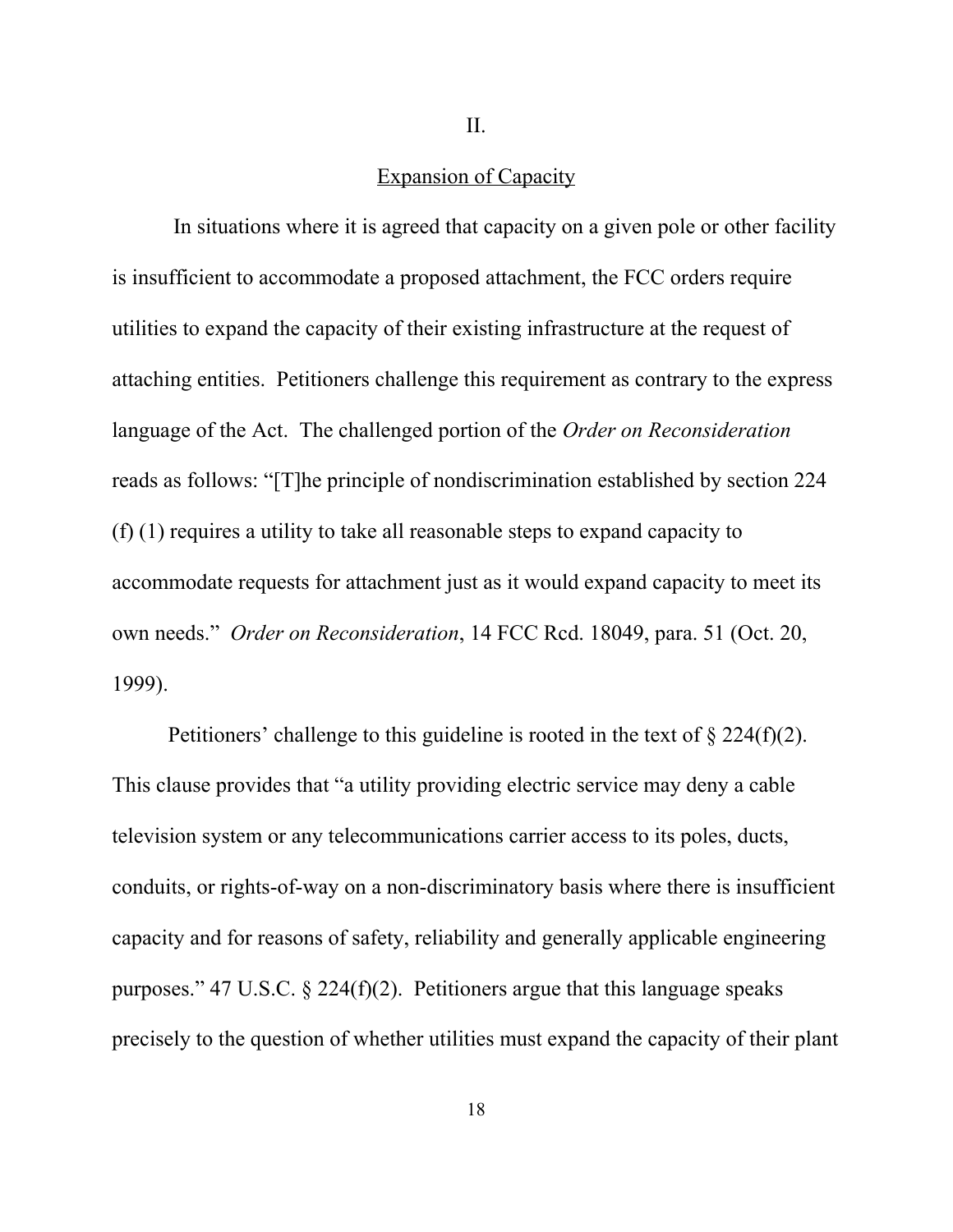II.

Expansion of Capacity

In situations where it is agreed that capacity on a given pole or other facility is insufficient to accommodate a proposed attachment, the FCC orders require utilities to expand the capacity of their existing infrastructure at the request of attaching entities. Petitioners challenge this requirement as contrary to the express language of the Act. The challenged portion of the *Order on Reconsideration* reads as follows: "[T]he principle of nondiscrimination established by section 224 (f) (1) requires a utility to take all reasonable steps to expand capacity to accommodate requests for attachment just as it would expand capacity to meet its own needs." *Order on Reconsideration*, 14 FCC Rcd. 18049, para. 51 (Oct. 20, 1999).

Petitioners' challenge to this guideline is rooted in the text of § 224(f)(2). This clause provides that "a utility providing electric service may deny a cable television system or any telecommunications carrier access to its poles, ducts, conduits, or rights-of-way on a non-discriminatory basis where there is insufficient capacity and for reasons of safety, reliability and generally applicable engineering purposes." 47 U.S.C. § 224(f)(2). Petitioners argue that this language speaks precisely to the question of whether utilities must expand the capacity of their plant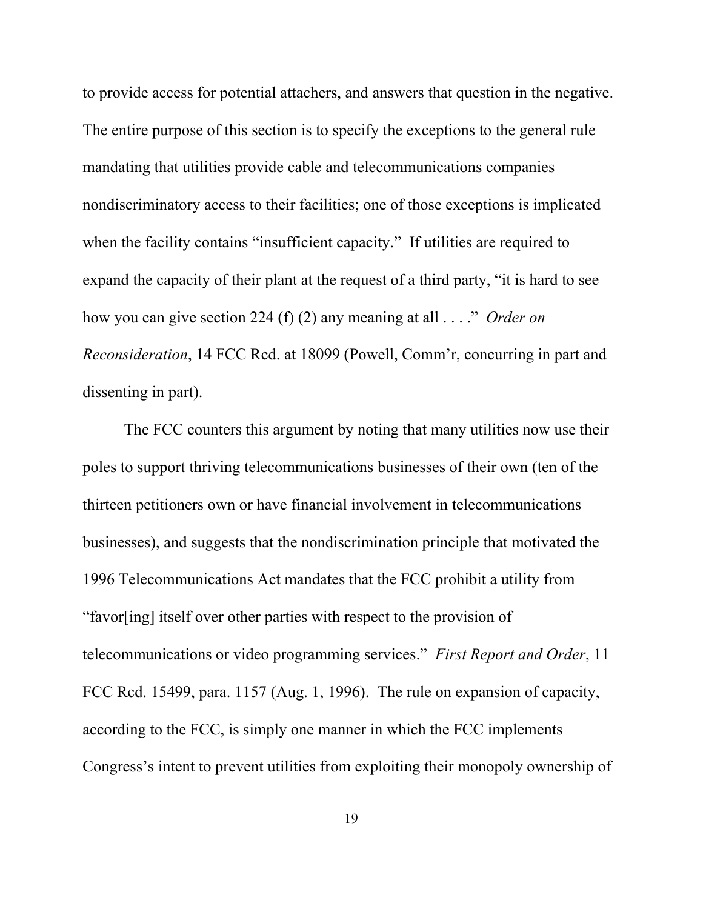to provide access for potential attachers, and answers that question in the negative. The entire purpose of this section is to specify the exceptions to the general rule mandating that utilities provide cable and telecommunications companies nondiscriminatory access to their facilities; one of those exceptions is implicated when the facility contains "insufficient capacity." If utilities are required to expand the capacity of their plant at the request of a third party, "it is hard to see how you can give section 224 (f) (2) any meaning at all . . . ." *Order on Reconsideration*, 14 FCC Rcd. at 18099 (Powell, Comm'r, concurring in part and dissenting in part).

The FCC counters this argument by noting that many utilities now use their poles to support thriving telecommunications businesses of their own (ten of the thirteen petitioners own or have financial involvement in telecommunications businesses), and suggests that the nondiscrimination principle that motivated the 1996 Telecommunications Act mandates that the FCC prohibit a utility from "favor[ing] itself over other parties with respect to the provision of telecommunications or video programming services." *First Report and Order*, 11 FCC Rcd. 15499, para. 1157 (Aug. 1, 1996). The rule on expansion of capacity, according to the FCC, is simply one manner in which the FCC implements Congress's intent to prevent utilities from exploiting their monopoly ownership of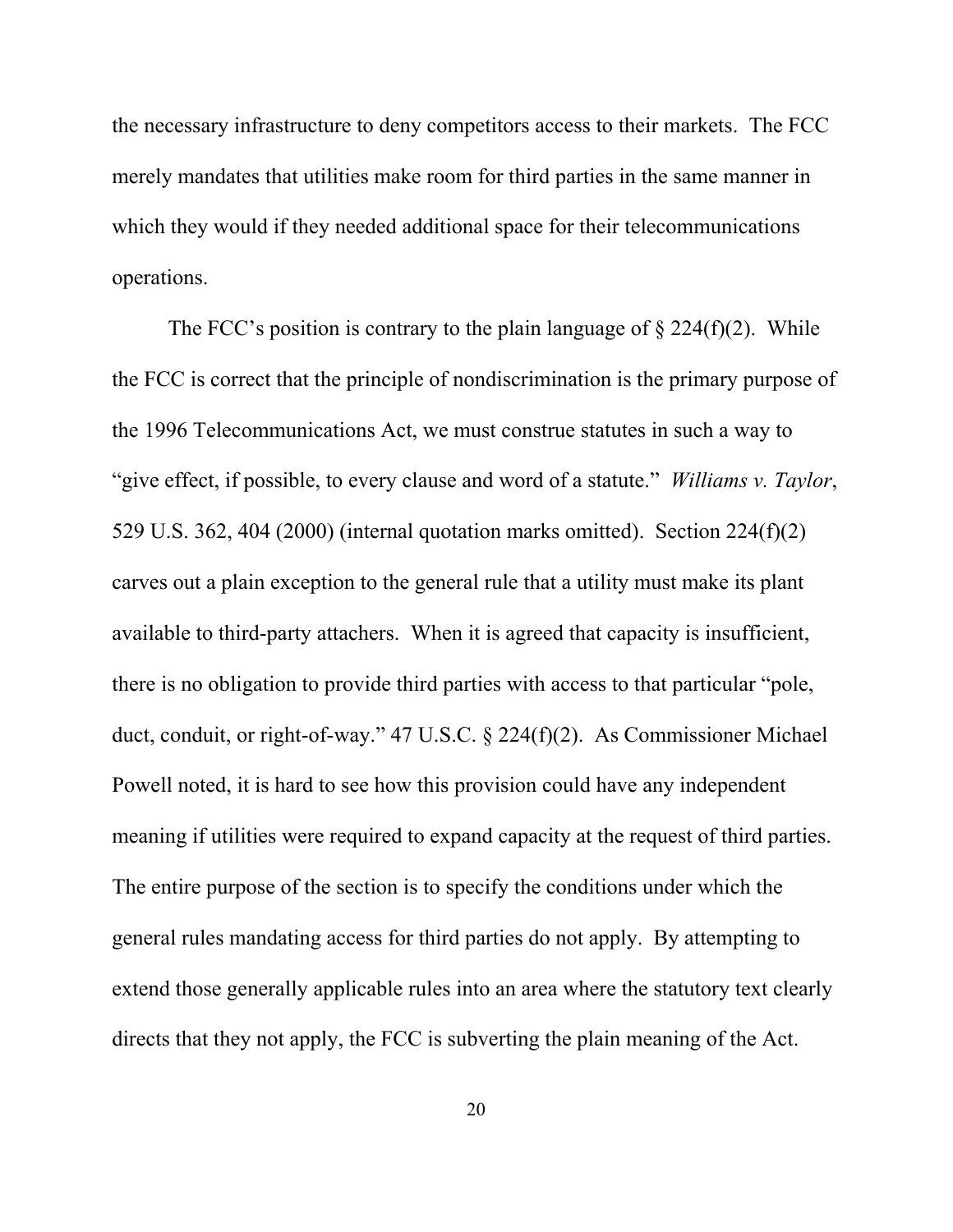the necessary infrastructure to deny competitors access to their markets. The FCC merely mandates that utilities make room for third parties in the same manner in which they would if they needed additional space for their telecommunications operations.

The FCC's position is contrary to the plain language of § 224(f)(2). While the FCC is correct that the principle of nondiscrimination is the primary purpose of the 1996 Telecommunications Act, we must construe statutes in such a way to "give effect, if possible, to every clause and word of a statute." *Williams v. Taylor*, 529 U.S. 362, 404 (2000) (internal quotation marks omitted). Section 224(f)(2) carves out a plain exception to the general rule that a utility must make its plant available to third-party attachers. When it is agreed that capacity is insufficient, there is no obligation to provide third parties with access to that particular "pole, duct, conduit, or right-of-way." 47 U.S.C. § 224(f)(2). As Commissioner Michael Powell noted, it is hard to see how this provision could have any independent meaning if utilities were required to expand capacity at the request of third parties. The entire purpose of the section is to specify the conditions under which the general rules mandating access for third parties do not apply. By attempting to extend those generally applicable rules into an area where the statutory text clearly directs that they not apply, the FCC is subverting the plain meaning of the Act.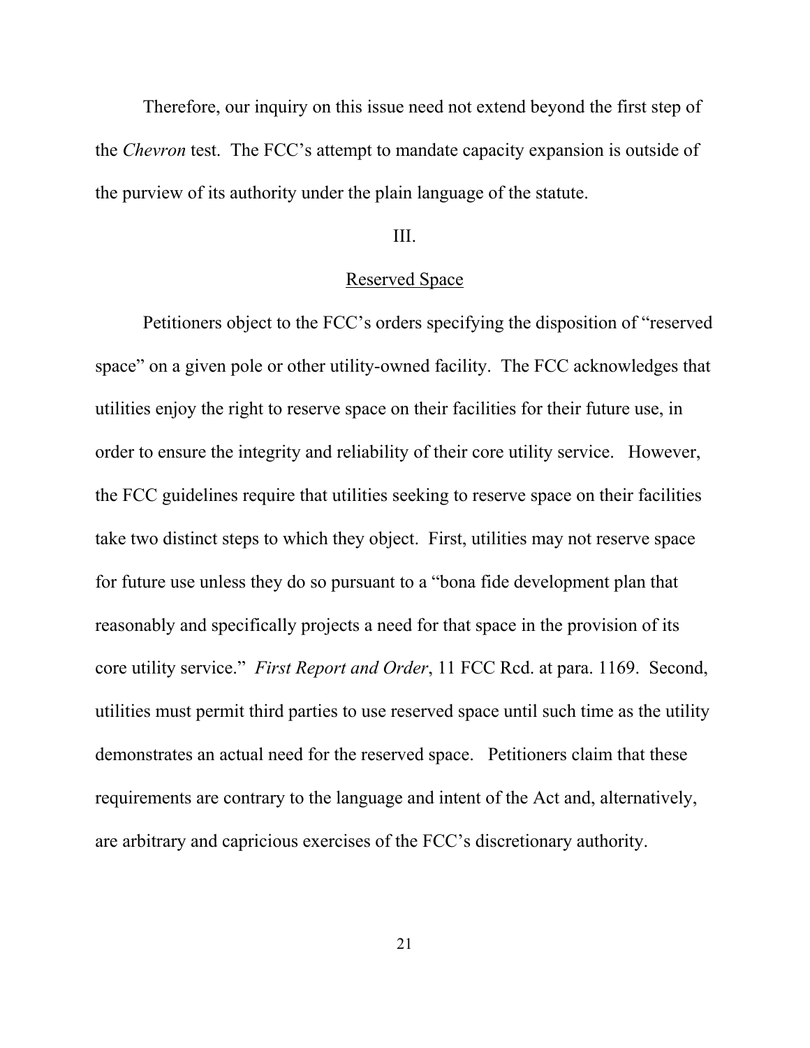Therefore, our inquiry on this issue need not extend beyond the first step of the *Chevron* test. The FCC's attempt to mandate capacity expansion is outside of the purview of its authority under the plain language of the statute.

III.

Reserved Space

Petitioners object to the FCC's orders specifying the disposition of "reserved space" on a given pole or other utility-owned facility. The FCC acknowledges that utilities enjoy the right to reserve space on their facilities for their future use, in order to ensure the integrity and reliability of their core utility service. However, the FCC guidelines require that utilities seeking to reserve space on their facilities take two distinct steps to which they object. First, utilities may not reserve space for future use unless they do so pursuant to a "bona fide development plan that reasonably and specifically projects a need for that space in the provision of its core utility service." *First Report and Order*, 11 FCC Rcd. at para. 1169. Second, utilities must permit third parties to use reserved space until such time as the utility demonstrates an actual need for the reserved space. Petitioners claim that these requirements are contrary to the language and intent of the Act and, alternatively, are arbitrary and capricious exercises of the FCC's discretionary authority.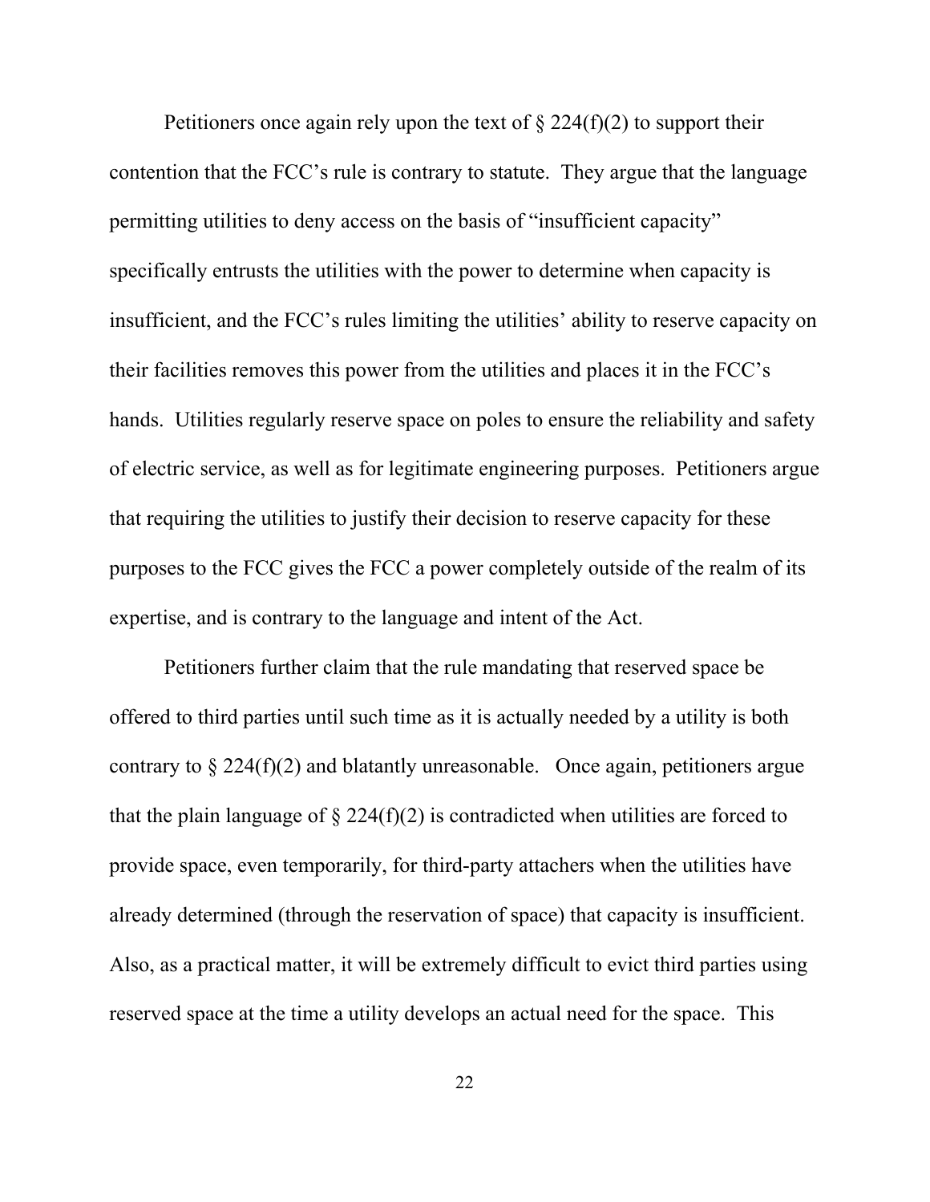Petitioners once again rely upon the text of § 224(f)(2) to support their contention that the FCC's rule is contrary to statute. They argue that the language permitting utilities to deny access on the basis of "insufficient capacity" specifically entrusts the utilities with the power to determine when capacity is insufficient, and the FCC's rules limiting the utilities' ability to reserve capacity on their facilities removes this power from the utilities and places it in the FCC's hands. Utilities regularly reserve space on poles to ensure the reliability and safety of electric service, as well as for legitimate engineering purposes. Petitioners argue that requiring the utilities to justify their decision to reserve capacity for these purposes to the FCC gives the FCC a power completely outside of the realm of its expertise, and is contrary to the language and intent of the Act.

Petitioners further claim that the rule mandating that reserved space be offered to third parties until such time as it is actually needed by a utility is both contrary to § 224(f)(2) and blatantly unreasonable. Once again, petitioners argue that the plain language of § 224(f)(2) is contradicted when utilities are forced to provide space, even temporarily, for third-party attachers when the utilities have already determined (through the reservation of space) that capacity is insufficient. Also, as a practical matter, it will be extremely difficult to evict third parties using reserved space at the time a utility develops an actual need for the space. This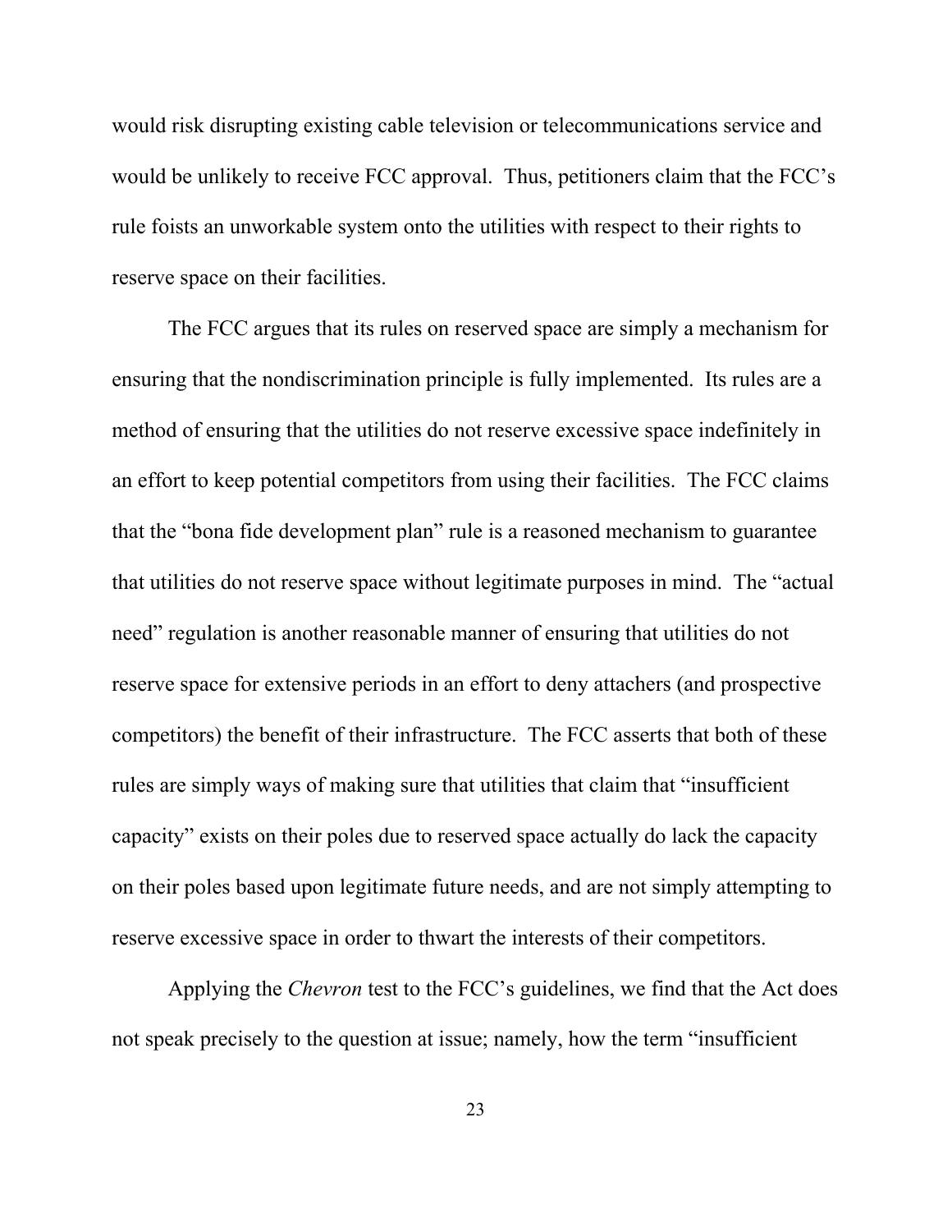would risk disrupting existing cable television or telecommunications service and would be unlikely to receive FCC approval. Thus, petitioners claim that the FCC's rule foists an unworkable system onto the utilities with respect to their rights to reserve space on their facilities.

The FCC argues that its rules on reserved space are simply a mechanism for ensuring that the nondiscrimination principle is fully implemented. Its rules are a method of ensuring that the utilities do not reserve excessive space indefinitely in an effort to keep potential competitors from using their facilities. The FCC claims that the "bona fide development plan" rule is a reasoned mechanism to guarantee that utilities do not reserve space without legitimate purposes in mind. The "actual need" regulation is another reasonable manner of ensuring that utilities do not reserve space for extensive periods in an effort to deny attachers (and prospective competitors) the benefit of their infrastructure. The FCC asserts that both of these rules are simply ways of making sure that utilities that claim that "insufficient capacity" exists on their poles due to reserved space actually do lack the capacity on their poles based upon legitimate future needs, and are not simply attempting to reserve excessive space in order to thwart the interests of their competitors.

Applying the *Chevron* test to the FCC's guidelines, we find that the Act does not speak precisely to the question at issue; namely, how the term "insufficient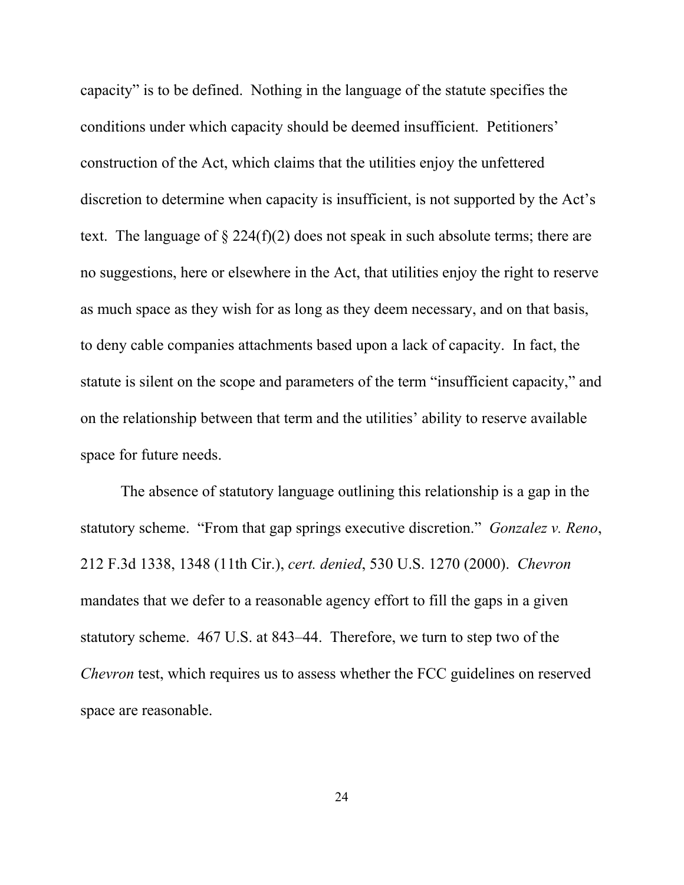capacity" is to be defined. Nothing in the language of the statute specifies the conditions under which capacity should be deemed insufficient. Petitioners' construction of the Act, which claims that the utilities enjoy the unfettered discretion to determine when capacity is insufficient, is not supported by the Act's text. The language of § 224(f)(2) does not speak in such absolute terms; there are no suggestions, here or elsewhere in the Act, that utilities enjoy the right to reserve as much space as they wish for as long as they deem necessary, and on that basis, to deny cable companies attachments based upon a lack of capacity. In fact, the statute is silent on the scope and parameters of the term "insufficient capacity," and on the relationship between that term and the utilities' ability to reserve available space for future needs.

The absence of statutory language outlining this relationship is a gap in the statutory scheme. "From that gap springs executive discretion." *Gonzalez v. Reno*, 212 F.3d 1338, 1348 (11th Cir.), *cert. denied*, 530 U.S. 1270 (2000). *Chevron* mandates that we defer to a reasonable agency effort to fill the gaps in a given statutory scheme. 467 U.S. at 843–44. Therefore, we turn to step two of the *Chevron* test, which requires us to assess whether the FCC guidelines on reserved space are reasonable.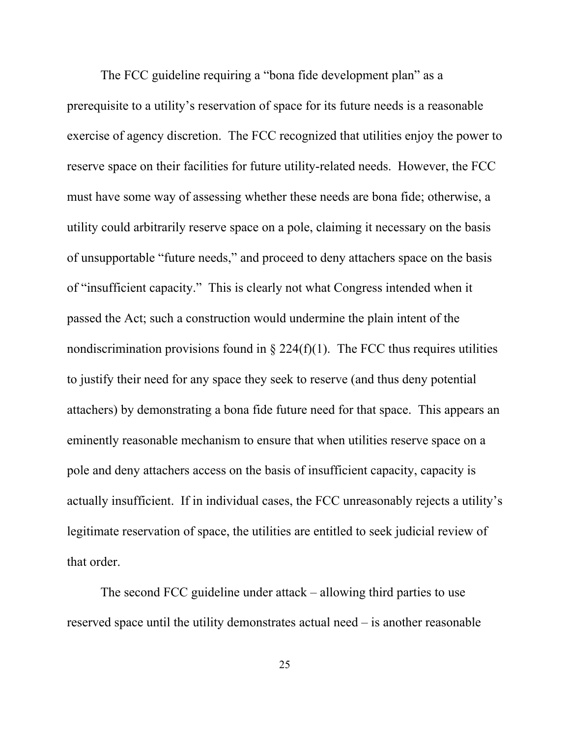The FCC guideline requiring a "bona fide development plan" as a prerequisite to a utility's reservation of space for its future needs is a reasonable exercise of agency discretion. The FCC recognized that utilities enjoy the power to reserve space on their facilities for future utility-related needs. However, the FCC must have some way of assessing whether these needs are bona fide; otherwise, a utility could arbitrarily reserve space on a pole, claiming it necessary on the basis of unsupportable "future needs," and proceed to deny attachers space on the basis of "insufficient capacity." This is clearly not what Congress intended when it passed the Act; such a construction would undermine the plain intent of the nondiscrimination provisions found in § 224(f)(1). The FCC thus requires utilities to justify their need for any space they seek to reserve (and thus deny potential attachers) by demonstrating a bona fide future need for that space. This appears an eminently reasonable mechanism to ensure that when utilities reserve space on a pole and deny attachers access on the basis of insufficient capacity, capacity is actually insufficient. If in individual cases, the FCC unreasonably rejects a utility's legitimate reservation of space, the utilities are entitled to seek judicial review of that order.

The second FCC guideline under attack – allowing third parties to use reserved space until the utility demonstrates actual need – is another reasonable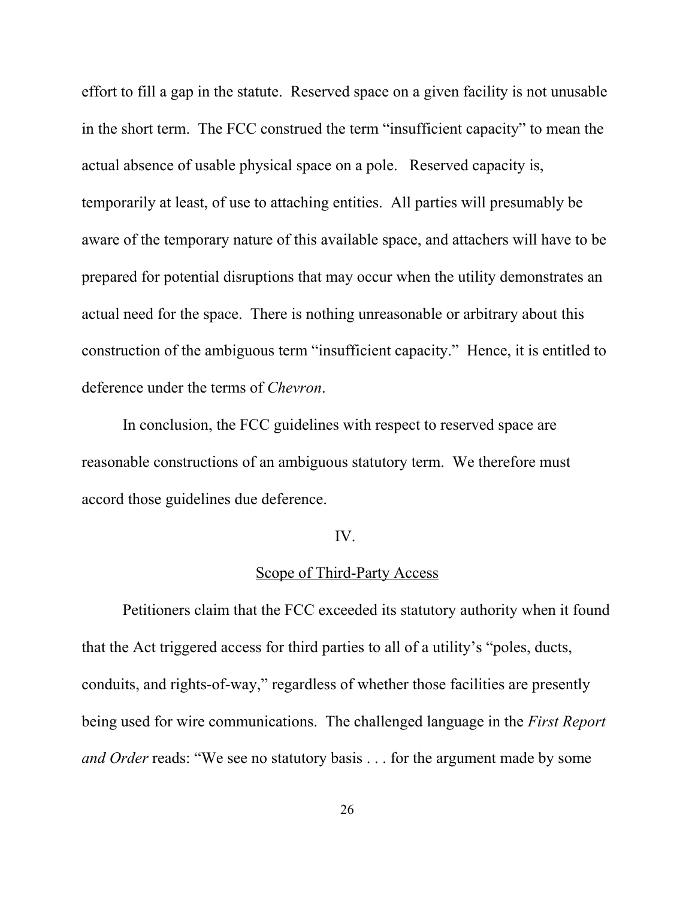effort to fill a gap in the statute. Reserved space on a given facility is not unusable in the short term. The FCC construed the term "insufficient capacity" to mean the actual absence of usable physical space on a pole. Reserved capacity is, temporarily at least, of use to attaching entities. All parties will presumably be aware of the temporary nature of this available space, and attachers will have to be prepared for potential disruptions that may occur when the utility demonstrates an actual need for the space. There is nothing unreasonable or arbitrary about this construction of the ambiguous term "insufficient capacity." Hence, it is entitled to deference under the terms of *Chevron*.

In conclusion, the FCC guidelines with respect to reserved space are reasonable constructions of an ambiguous statutory term. We therefore must accord those guidelines due deference.

## IV.

## Scope of Third-Party Access

Petitioners claim that the FCC exceeded its statutory authority when it found that the Act triggered access for third parties to all of a utility's "poles, ducts, conduits, and rights-of-way," regardless of whether those facilities are presently being used for wire communications. The challenged language in the *First Report and Order* reads: "We see no statutory basis . . . for the argument made by some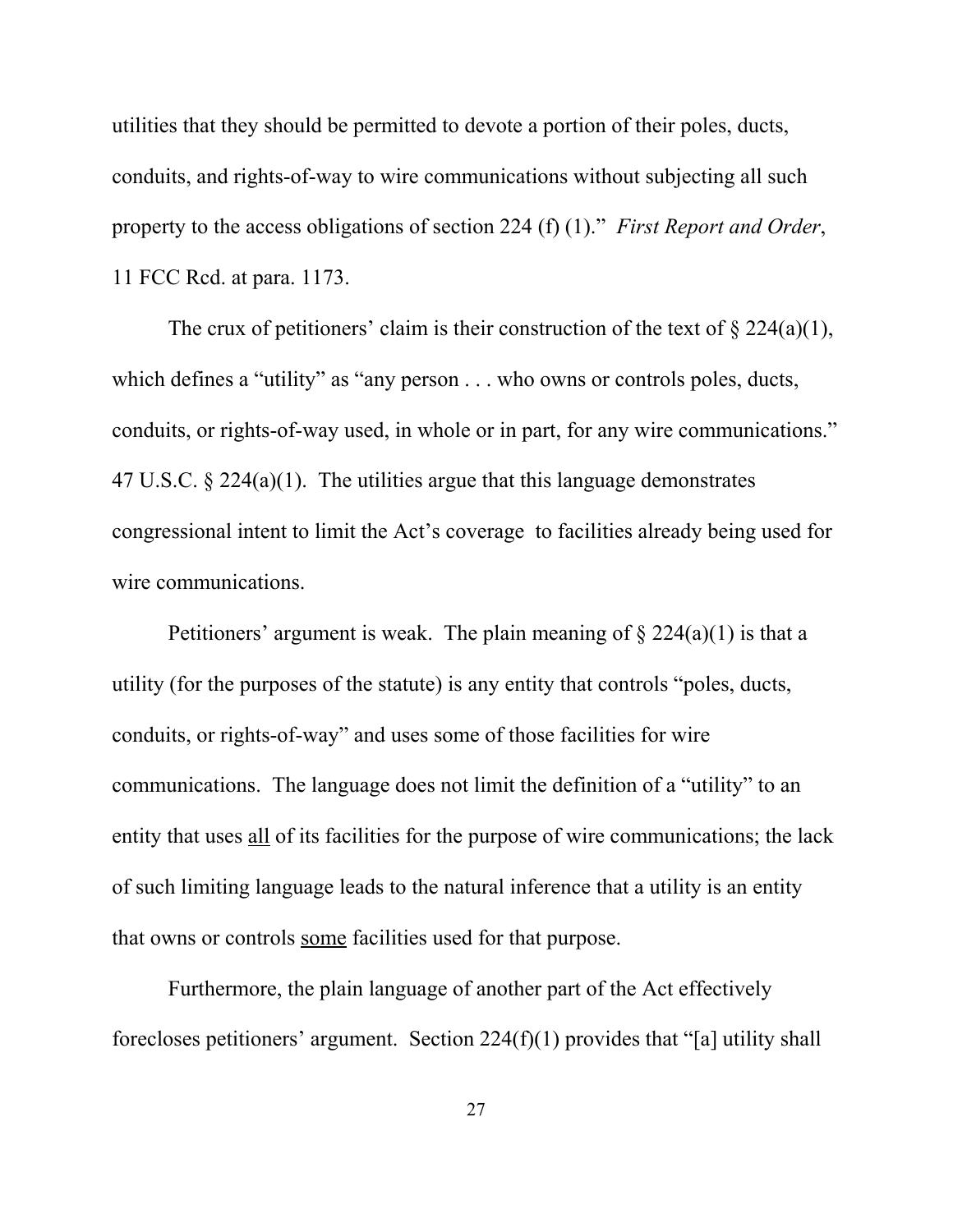utilities that they should be permitted to devote a portion of their poles, ducts, conduits, and rights-of-way to wire communications without subjecting all such property to the access obligations of section 224 (f) (1)." *First Report and Order*, 11 FCC Rcd. at para. 1173.

The crux of petitioners' claim is their construction of the text of § 224(a)(1), which defines a "utility" as "any person . . . who owns or controls poles, ducts, conduits, or rights-of-way used, in whole or in part, for any wire communications." 47 U.S.C. § 224(a)(1). The utilities argue that this language demonstrates congressional intent to limit the Act's coverage to facilities already being used for wire communications.

Petitioners' argument is weak. The plain meaning of § 224(a)(1) is that a utility (for the purposes of the statute) is any entity that controls "poles, ducts, conduits, or rights-of-way" and uses some of those facilities for wire communications. The language does not limit the definition of a "utility" to an entity that uses <u>all</u> of its facilities for the purpose of wire communications; the lack of such limiting language leads to the natural inference that a utility is an entity that owns or controls <u>some</u> facilities used for that purpose.

Furthermore, the plain language of another part of the Act effectively forecloses petitioners' argument. Section 224(f)(1) provides that "[a] utility shall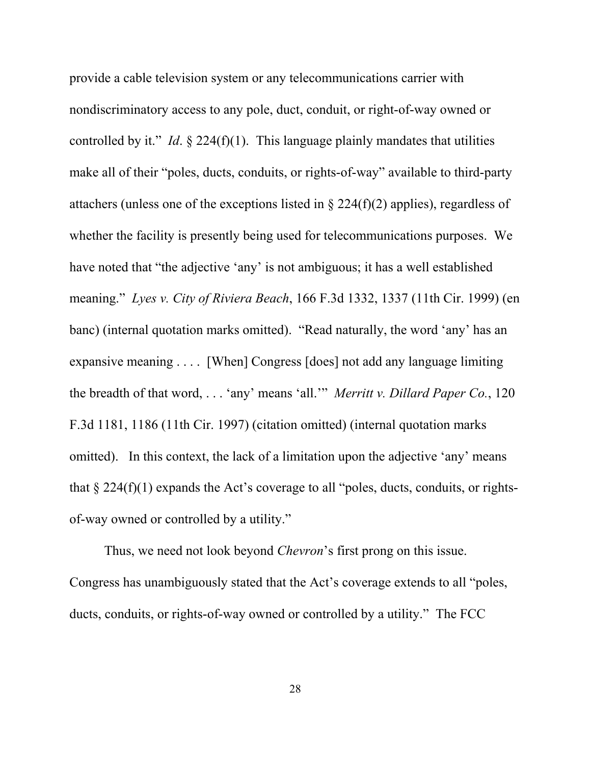provide a cable television system or any telecommunications carrier with nondiscriminatory access to any pole, duct, conduit, or right-of-way owned or controlled by it." *Id*. § 224(f)(1). This language plainly mandates that utilities make all of their "poles, ducts, conduits, or rights-of-way" available to third-party attachers (unless one of the exceptions listed in § 224(f)(2) applies), regardless of whether the facility is presently being used for telecommunications purposes. We have noted that "the adjective 'any' is not ambiguous; it has a well established meaning." *Lyes v. City of Riviera Beach*, 166 F.3d 1332, 1337 (11th Cir. 1999) (en banc) (internal quotation marks omitted). "Read naturally, the word 'any' has an expansive meaning . . . . [When] Congress [does] not add any language limiting the breadth of that word, . . . 'any' means 'all.'" *Merritt v. Dillard Paper Co.*, 120 F.3d 1181, 1186 (11th Cir. 1997) (citation omitted) (internal quotation marks omitted). In this context, the lack of a limitation upon the adjective 'any' means that § 224(f)(1) expands the Act's coverage to all "poles, ducts, conduits, or rights-of-way owned or controlled by a utility."

Thus, we need not look beyond *Chevron*'s first prong on this issue. Congress has unambiguously stated that the Act's coverage extends to all "poles, ducts, conduits, or rights-of-way owned or controlled by a utility." The FCC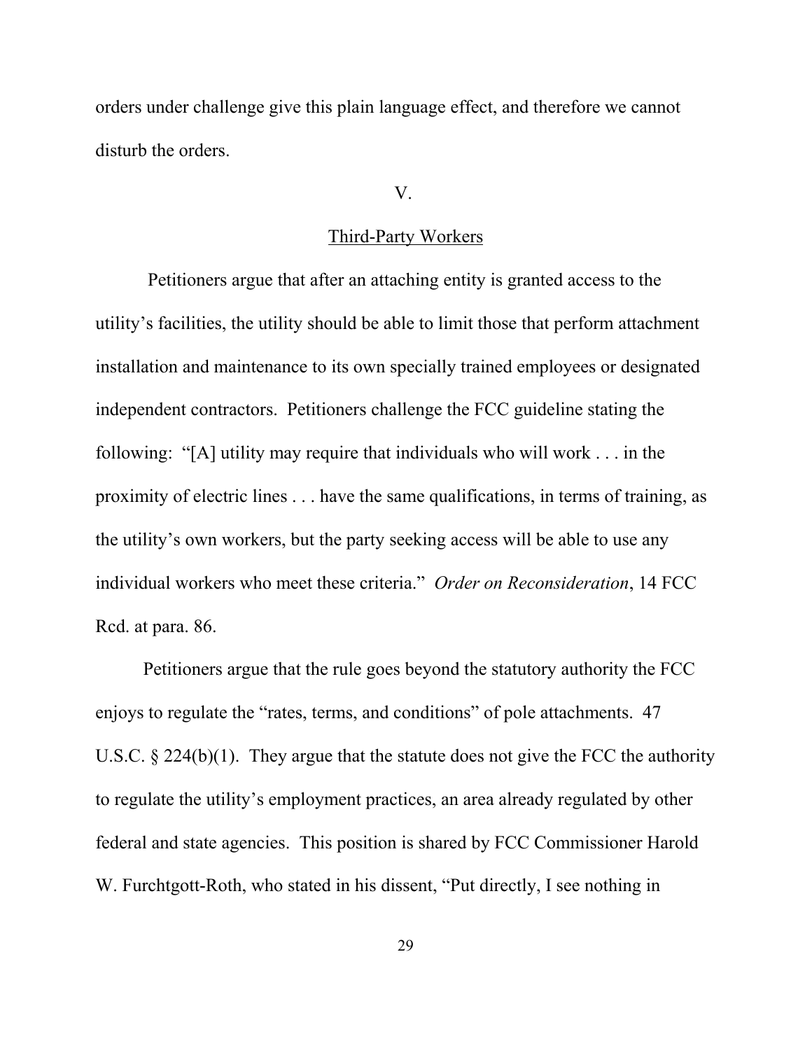orders under challenge give this plain language effect, and therefore we cannot disturb the orders.

## V.

## Third-Party Workers

Petitioners argue that after an attaching entity is granted access to the utility's facilities, the utility should be able to limit those that perform attachment installation and maintenance to its own specially trained employees or designated independent contractors. Petitioners challenge the FCC guideline stating the following: "[A] utility may require that individuals who will work . . . in the proximity of electric lines . . . have the same qualifications, in terms of training, as the utility's own workers, but the party seeking access will be able to use any individual workers who meet these criteria." *Order on Reconsideration*, 14 FCC Rcd. at para. 86.

Petitioners argue that the rule goes beyond the statutory authority the FCC enjoys to regulate the "rates, terms, and conditions" of pole attachments. 47 U.S.C. § 224(b)(1). They argue that the statute does not give the FCC the authority to regulate the utility's employment practices, an area already regulated by other federal and state agencies. This position is shared by FCC Commissioner Harold W. Furchtgott-Roth, who stated in his dissent, "Put directly, I see nothing in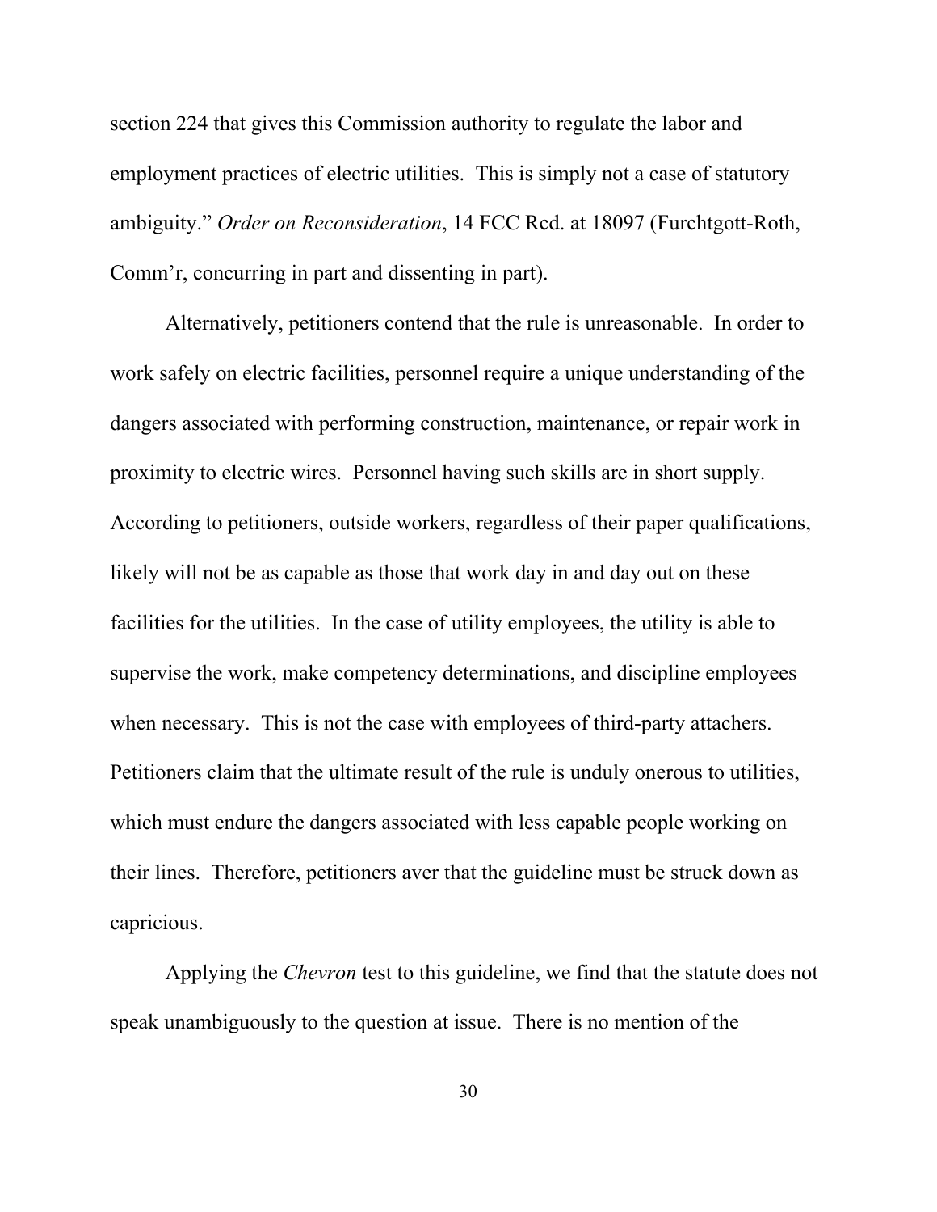section 224 that gives this Commission authority to regulate the labor and employment practices of electric utilities. This is simply not a case of statutory ambiguity." *Order on Reconsideration*, 14 FCC Rcd. at 18097 (Furchtgott-Roth, Comm'r, concurring in part and dissenting in part).

Alternatively, petitioners contend that the rule is unreasonable. In order to work safely on electric facilities, personnel require a unique understanding of the dangers associated with performing construction, maintenance, or repair work in proximity to electric wires. Personnel having such skills are in short supply. According to petitioners, outside workers, regardless of their paper qualifications, likely will not be as capable as those that work day in and day out on these facilities for the utilities. In the case of utility employees, the utility is able to supervise the work, make competency determinations, and discipline employees when necessary. This is not the case with employees of third-party attachers. Petitioners claim that the ultimate result of the rule is unduly onerous to utilities, which must endure the dangers associated with less capable people working on their lines. Therefore, petitioners aver that the guideline must be struck down as capricious.

Applying the *Chevron* test to this guideline, we find that the statute does not speak unambiguously to the question at issue. There is no mention of the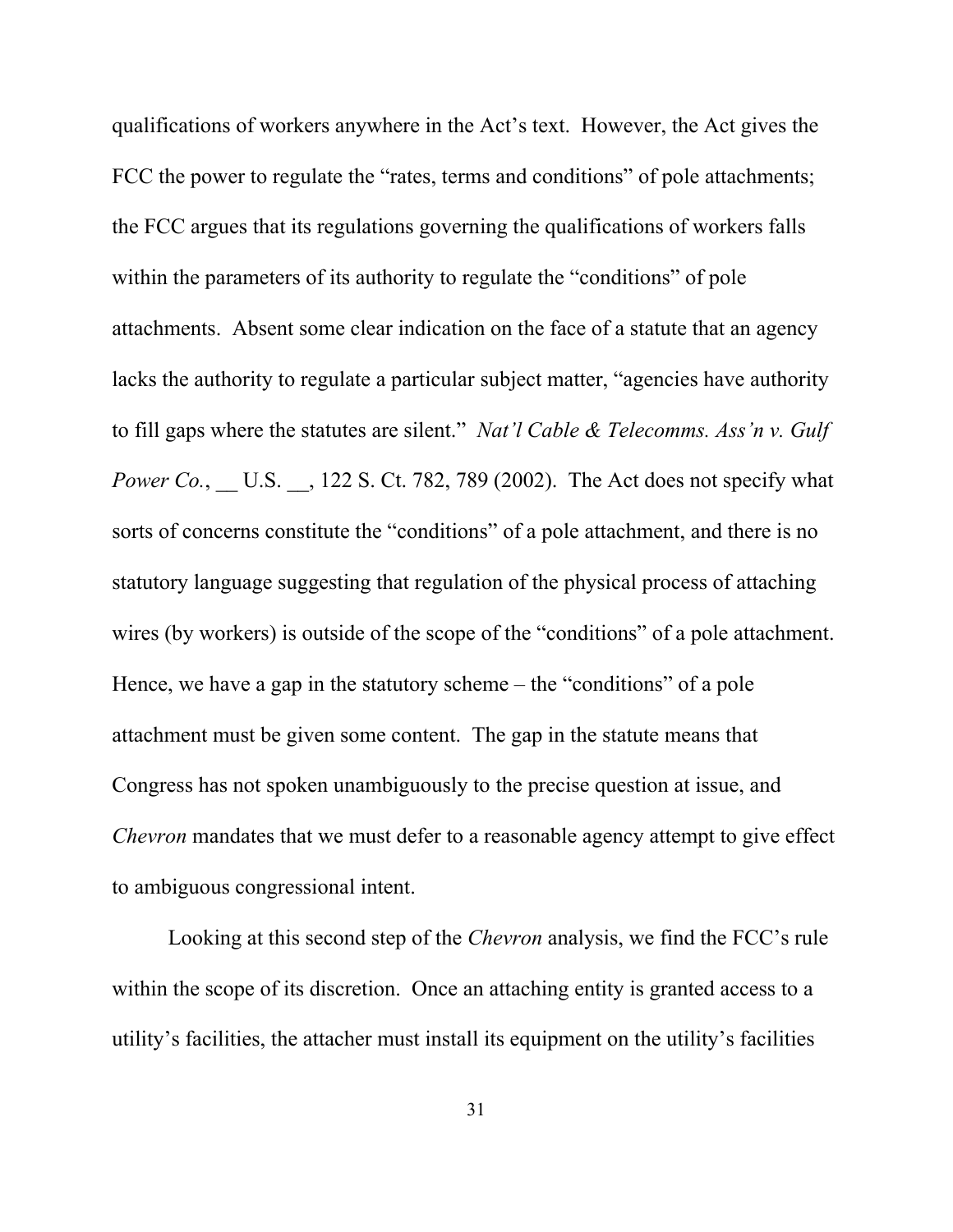qualifications of workers anywhere in the Act's text. However, the Act gives the FCC the power to regulate the "rates, terms and conditions" of pole attachments; the FCC argues that its regulations governing the qualifications of workers falls within the parameters of its authority to regulate the "conditions" of pole attachments. Absent some clear indication on the face of a statute that an agency lacks the authority to regulate a particular subject matter, "agencies have authority to fill gaps where the statutes are silent." *Nat'l Cable & Telecomms. Ass'n v. Gulf Power Co.*, __ U.S. __, 122 S. Ct. 782, 789 (2002). The Act does not specify what sorts of concerns constitute the "conditions" of a pole attachment, and there is no statutory language suggesting that regulation of the physical process of attaching wires (by workers) is outside of the scope of the "conditions" of a pole attachment. Hence, we have a gap in the statutory scheme – the "conditions" of a pole attachment must be given some content. The gap in the statute means that Congress has not spoken unambiguously to the precise question at issue, and *Chevron* mandates that we must defer to a reasonable agency attempt to give effect to ambiguous congressional intent.

Looking at this second step of the *Chevron* analysis, we find the FCC's rule within the scope of its discretion. Once an attaching entity is granted access to a utility's facilities, the attacher must install its equipment on the utility's facilities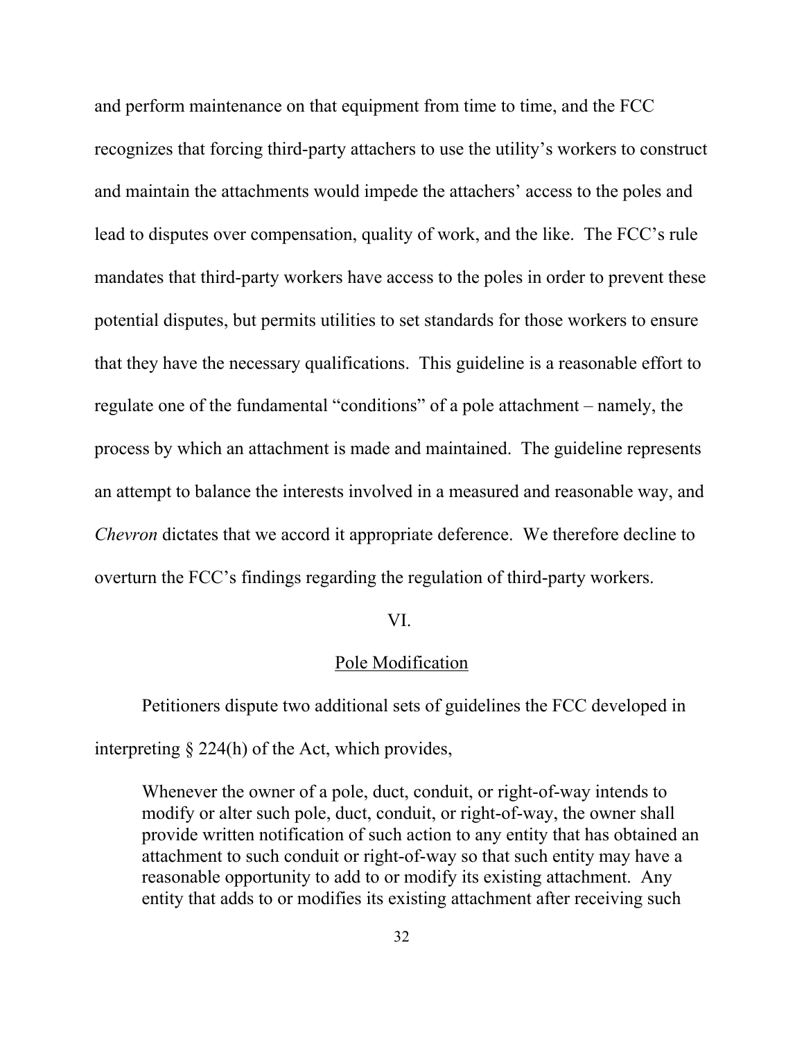and perform maintenance on that equipment from time to time, and the FCC recognizes that forcing third-party attachers to use the utility's workers to construct and maintain the attachments would impede the attachers' access to the poles and lead to disputes over compensation, quality of work, and the like. The FCC's rule mandates that third-party workers have access to the poles in order to prevent these potential disputes, but permits utilities to set standards for those workers to ensure that they have the necessary qualifications. This guideline is a reasonable effort to regulate one of the fundamental "conditions" of a pole attachment – namely, the process by which an attachment is made and maintained. The guideline represents an attempt to balance the interests involved in a measured and reasonable way, and *Chevron* dictates that we accord it appropriate deference. We therefore decline to overturn the FCC's findings regarding the regulation of third-party workers.

## VI.

## Pole Modification

Petitioners dispute two additional sets of guidelines the FCC developed in interpreting § 224(h) of the Act, which provides,

> Whenever the owner of a pole, duct, conduit, or right-of-way intends to modify or alter such pole, duct, conduit, or right-of-way, the owner shall provide written notification of such action to any entity that has obtained an attachment to such conduit or right-of-way so that such entity may have a reasonable opportunity to add to or modify its existing attachment. Any entity that adds to or modifies its existing attachment after receiving such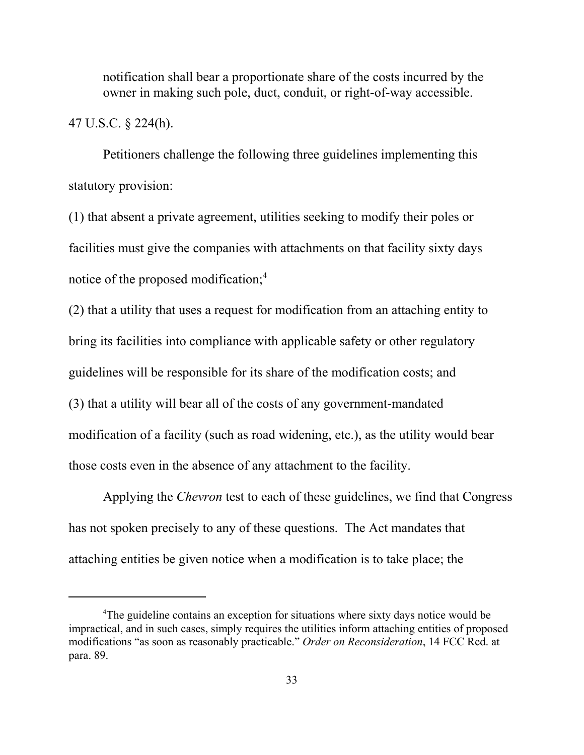> notification shall bear a proportionate share of the costs incurred by the owner in making such pole, duct, conduit, or right-of-way accessible.

47 U.S.C. § 224(h).

Petitioners challenge the following three guidelines implementing this statutory provision:

(1) that absent a private agreement, utilities seeking to modify their poles or facilities must give the companies with attachments on that facility sixty days notice of the proposed modification;[4]

(2) that a utility that uses a request for modification from an attaching entity to bring its facilities into compliance with applicable safety or other regulatory guidelines will be responsible for its share of the modification costs; and

(3) that a utility will bear all of the costs of any government-mandated modification of a facility (such as road widening, etc.), as the utility would bear those costs even in the absence of any attachment to the facility.

Applying the *Chevron* test to each of these guidelines, we find that Congress has not spoken precisely to any of these questions. The Act mandates that attaching entities be given notice when a modification is to take place; the

---

[4] The guideline contains an exception for situations where sixty days notice would be impractical, and in such cases, simply requires the utilities inform attaching entities of proposed modifications "as soon as reasonably practicable." *Order on Reconsideration*, 14 FCC Rcd. at para. 89.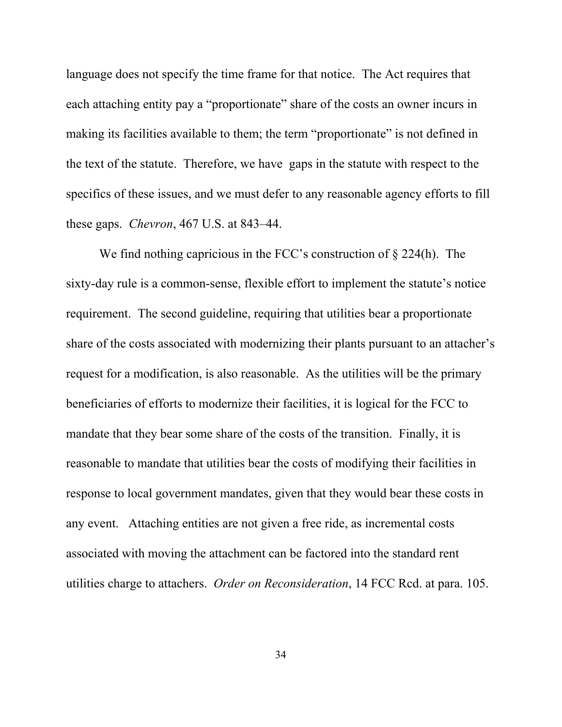language does not specify the time frame for that notice. The Act requires that each attaching entity pay a "proportionate" share of the costs an owner incurs in making its facilities available to them; the term "proportionate" is not defined in the text of the statute. Therefore, we have gaps in the statute with respect to the specifics of these issues, and we must defer to any reasonable agency efforts to fill these gaps. *Chevron*, 467 U.S. at 843–44.

We find nothing capricious in the FCC's construction of § 224(h). The sixty-day rule is a common-sense, flexible effort to implement the statute's notice requirement. The second guideline, requiring that utilities bear a proportionate share of the costs associated with modernizing their plants pursuant to an attacher's request for a modification, is also reasonable. As the utilities will be the primary beneficiaries of efforts to modernize their facilities, it is logical for the FCC to mandate that they bear some share of the costs of the transition. Finally, it is reasonable to mandate that utilities bear the costs of modifying their facilities in response to local government mandates, given that they would bear these costs in any event. Attaching entities are not given a free ride, as incremental costs associated with moving the attachment can be factored into the standard rent utilities charge to attachers. *Order on Reconsideration*, 14 FCC Rcd. at para. 105.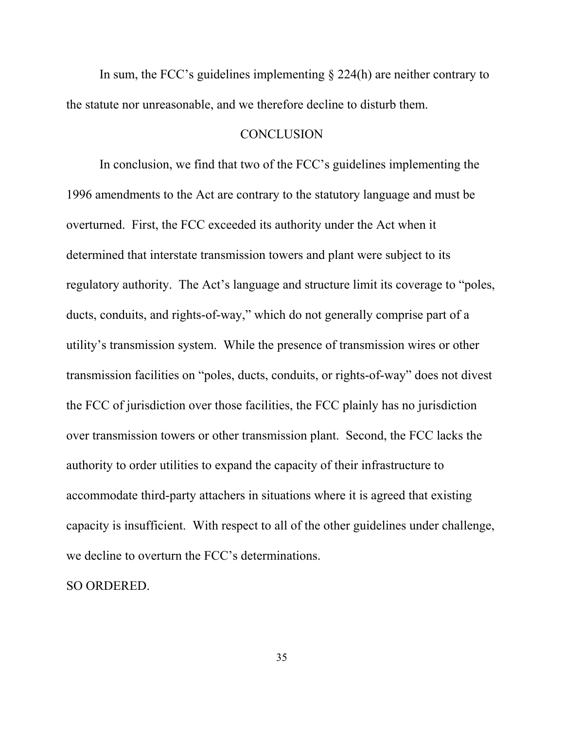In sum, the FCC's guidelines implementing § 224(h) are neither contrary to the statute nor unreasonable, and we therefore decline to disturb them.

## CONCLUSION

In conclusion, we find that two of the FCC's guidelines implementing the 1996 amendments to the Act are contrary to the statutory language and must be overturned. First, the FCC exceeded its authority under the Act when it determined that interstate transmission towers and plant were subject to its regulatory authority. The Act's language and structure limit its coverage to "poles, ducts, conduits, and rights-of-way," which do not generally comprise part of a utility's transmission system. While the presence of transmission wires or other transmission facilities on "poles, ducts, conduits, or rights-of-way" does not divest the FCC of jurisdiction over those facilities, the FCC plainly has no jurisdiction over transmission towers or other transmission plant. Second, the FCC lacks the authority to order utilities to expand the capacity of their infrastructure to accommodate third-party attachers in situations where it is agreed that existing capacity is insufficient. With respect to all of the other guidelines under challenge, we decline to overturn the FCC's determinations.

SO ORDERED.